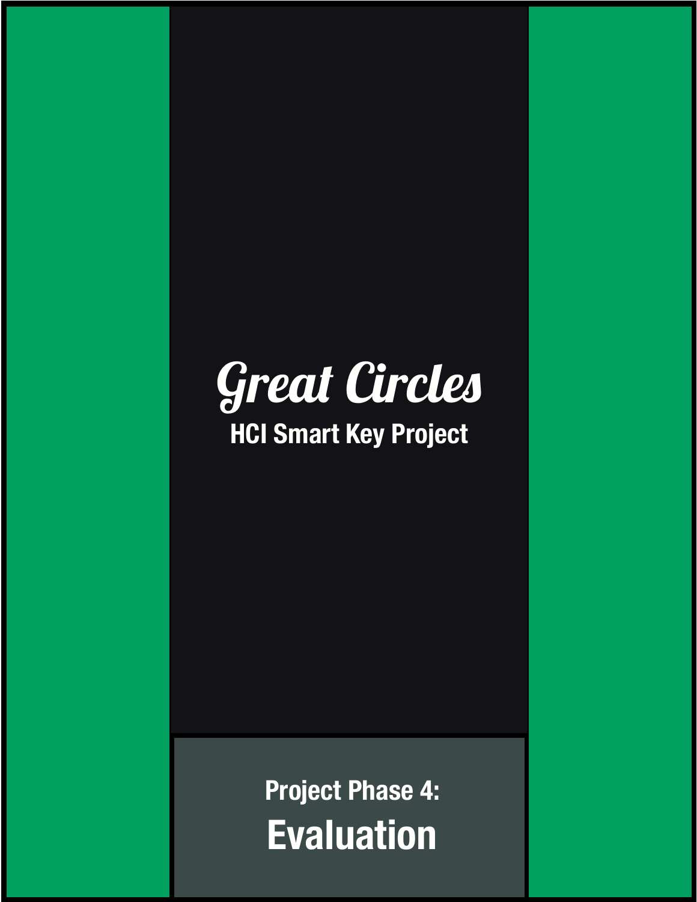# Great Circles

## HCI Smart Key Project

**Project Phase 4:**

## Evaluation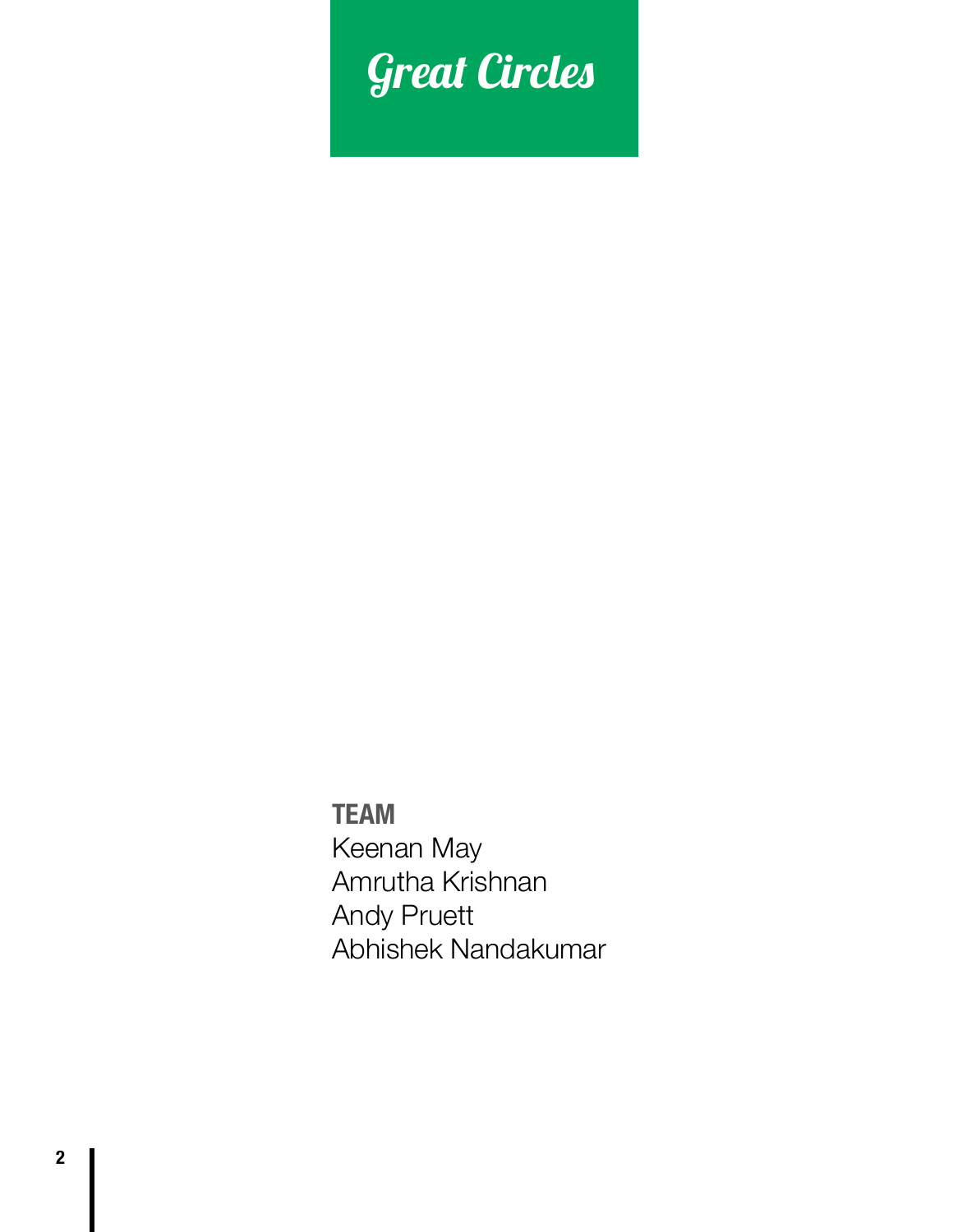# Great Circles

**TEAM**

Keenan May
Amrutha Krishnan
Andy Pruett
Abhishek Nandakumar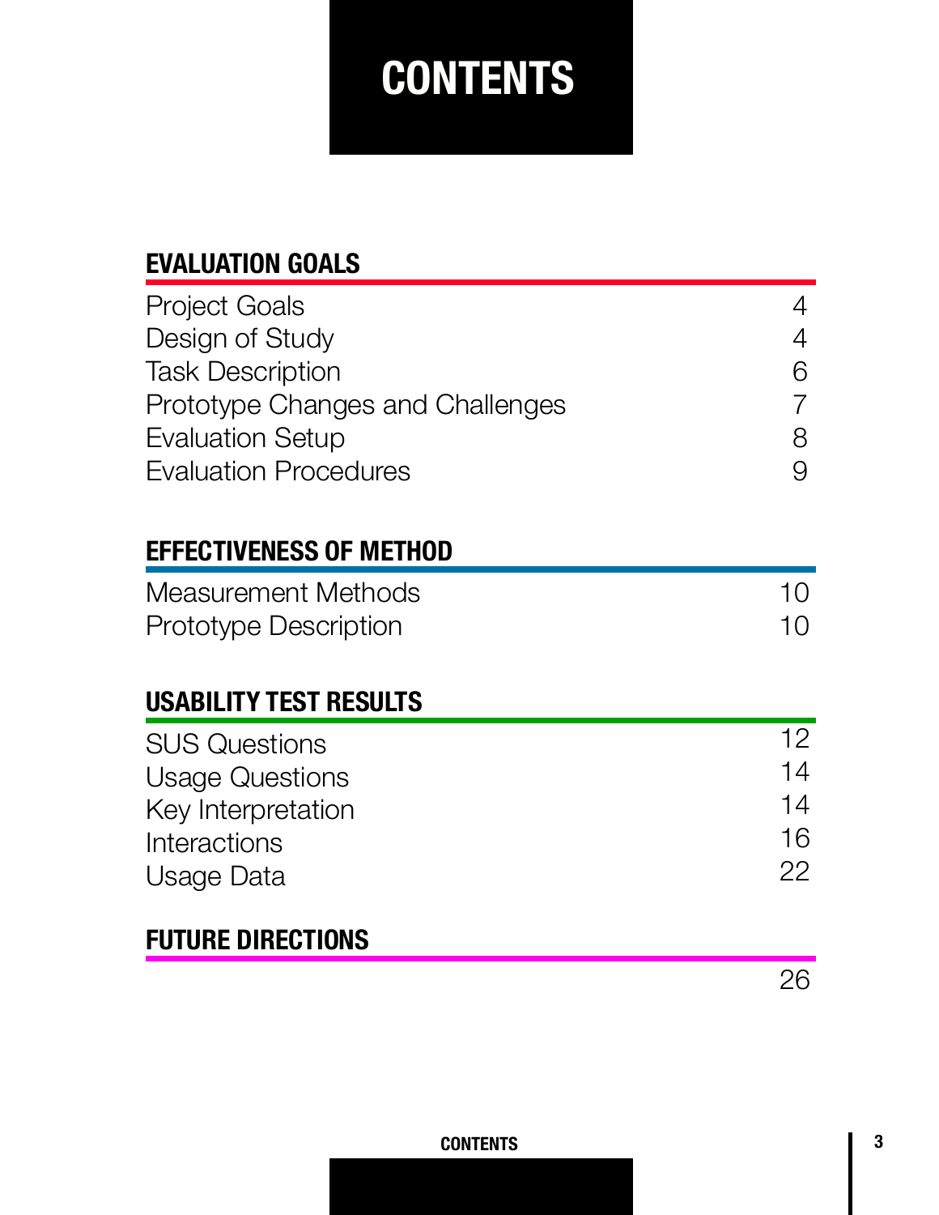# CONTENTS

## EVALUATION GOALS

| | |
|---|---|
| Project Goals | 4 |
| Design of Study | 4 |
| Task Description | 6 |
| Prototype Changes and Challenges | 7 |
| Evaluation Setup | 8 |
| Evaluation Procedures | 9 |

## EFFECTIVENESS OF METHOD

| | |
|---|---|
| Measurement Methods | 10 |
| Prototype Description | 10 |

## USABILITY TEST RESULTS

| | |
|---|---|
| SUS Questions | 12 |
| Usage Questions | 14 |
| Key Interpretation | 14 |
| Interactions | 16 |
| Usage Data | 22 |

## FUTURE DIRECTIONS

26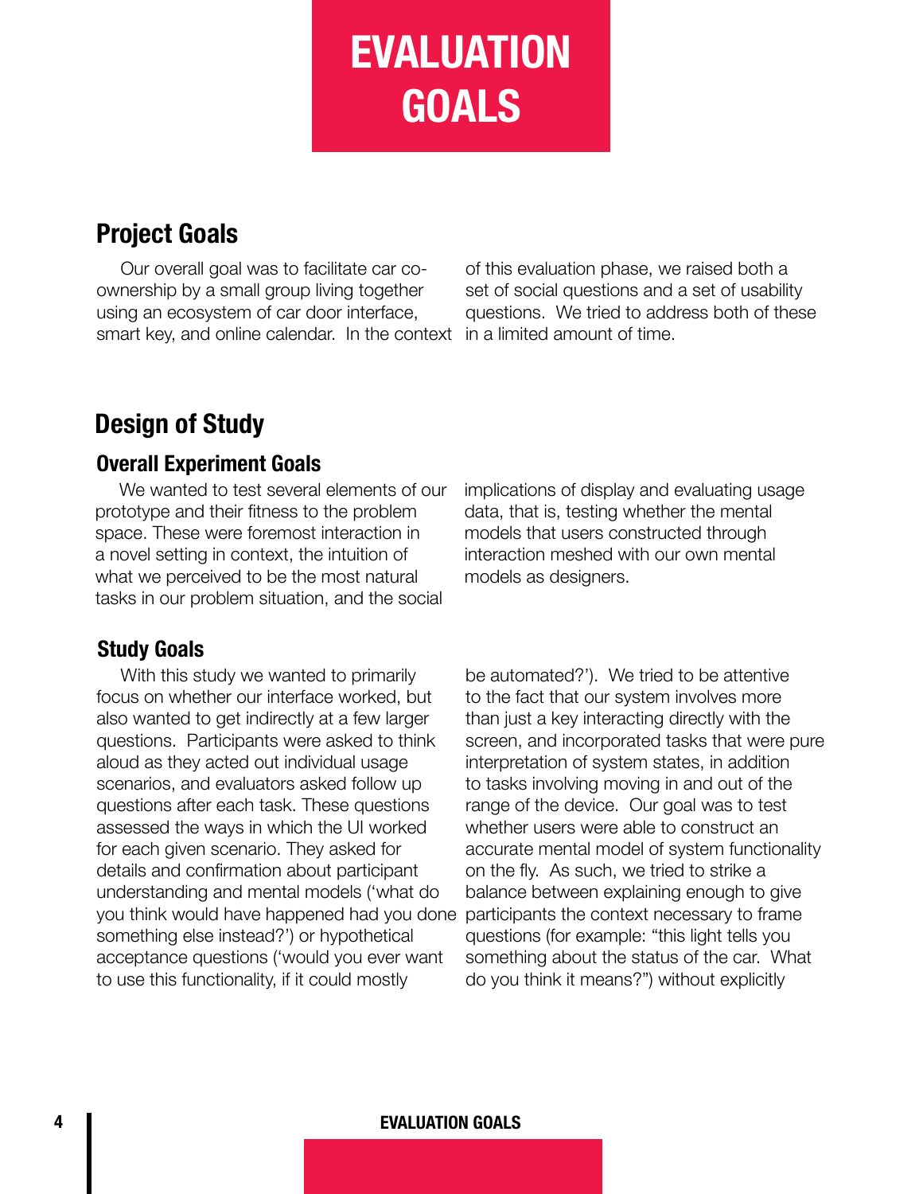# EVALUATION GOALS

## Project Goals

Our overall goal was to facilitate car co-ownership by a small group living together using an ecosystem of car door interface, smart key, and online calendar. In the context of this evaluation phase, we raised both a set of social questions and a set of usability questions. We tried to address both of these in a limited amount of time.

## Design of Study

### Overall Experiment Goals

We wanted to test several elements of our prototype and their fitness to the problem space. These were foremost interaction in a novel setting in context, the intuition of what we perceived to be the most natural tasks in our problem situation, and the social implications of display and evaluating usage data, that is, testing whether the mental models that users constructed through interaction meshed with our own mental models as designers.

### Study Goals

With this study we wanted to primarily focus on whether our interface worked, but also wanted to get indirectly at a few larger questions. Participants were asked to think aloud as they acted out individual usage scenarios, and evaluators asked follow up questions after each task. These questions assessed the ways in which the UI worked for each given scenario. They asked for details and confirmation about participant understanding and mental models ('what do you think would have happened had you done something else instead?') or hypothetical acceptance questions ('would you ever want to use this functionality, if it could mostly be automated?'). We tried to be attentive to the fact that our system involves more than just a key interacting directly with the screen, and incorporated tasks that were pure interpretation of system states, in addition to tasks involving moving in and out of the range of the device. Our goal was to test whether users were able to construct an accurate mental model of system functionality on the fly. As such, we tried to strike a balance between explaining enough to give participants the context necessary to frame questions (for example: "this light tells you something about the status of the car. What do you think it means?") without explicitly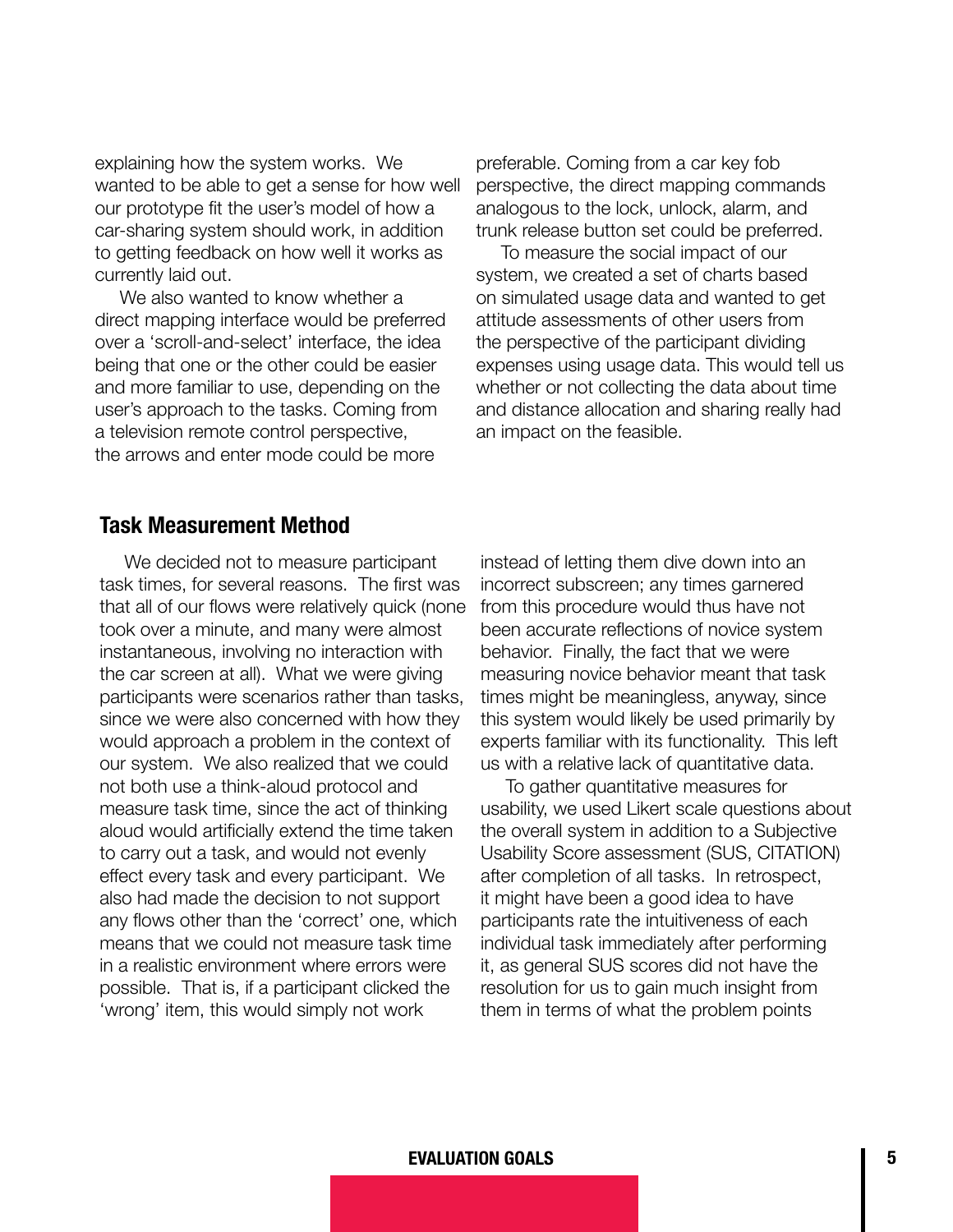explaining how the system works. We wanted to be able to get a sense for how well our prototype fit the user's model of how a car-sharing system should work, in addition to getting feedback on how well it works as currently laid out.

We also wanted to know whether a direct mapping interface would be preferred over a 'scroll-and-select' interface, the idea being that one or the other could be easier and more familiar to use, depending on the user's approach to the tasks. Coming from a television remote control perspective, the arrows and enter mode could be more preferable. Coming from a car key fob perspective, the direct mapping commands analogous to the lock, unlock, alarm, and trunk release button set could be preferred.

To measure the social impact of our system, we created a set of charts based on simulated usage data and wanted to get attitude assessments of other users from the perspective of the participant dividing expenses using usage data. This would tell us whether or not collecting the data about time and distance allocation and sharing really had an impact on the feasible.

## Task Measurement Method

We decided not to measure participant task times, for several reasons. The first was that all of our flows were relatively quick (none took over a minute, and many were almost instantaneous, involving no interaction with the car screen at all). What we were giving participants were scenarios rather than tasks, since we were also concerned with how they would approach a problem in the context of our system. We also realized that we could not both use a think-aloud protocol and measure task time, since the act of thinking aloud would artificially extend the time taken to carry out a task, and would not evenly effect every task and every participant. We also had made the decision to not support any flows other than the 'correct' one, which means that we could not measure task time in a realistic environment where errors were possible. That is, if a participant clicked the 'wrong' item, this would simply not work instead of letting them dive down into an incorrect subscreen; any times garnered from this procedure would thus have not been accurate reflections of novice system behavior. Finally, the fact that we were measuring novice behavior meant that task times might be meaningless, anyway, since this system would likely be used primarily by experts familiar with its functionality. This left us with a relative lack of quantitative data.

To gather quantitative measures for usability, we used Likert scale questions about the overall system in addition to a Subjective Usability Score assessment (SUS, CITATION) after completion of all tasks. In retrospect, it might have been a good idea to have participants rate the intuitiveness of each individual task immediately after performing it, as general SUS scores did not have the resolution for us to gain much insight from them in terms of what the problem points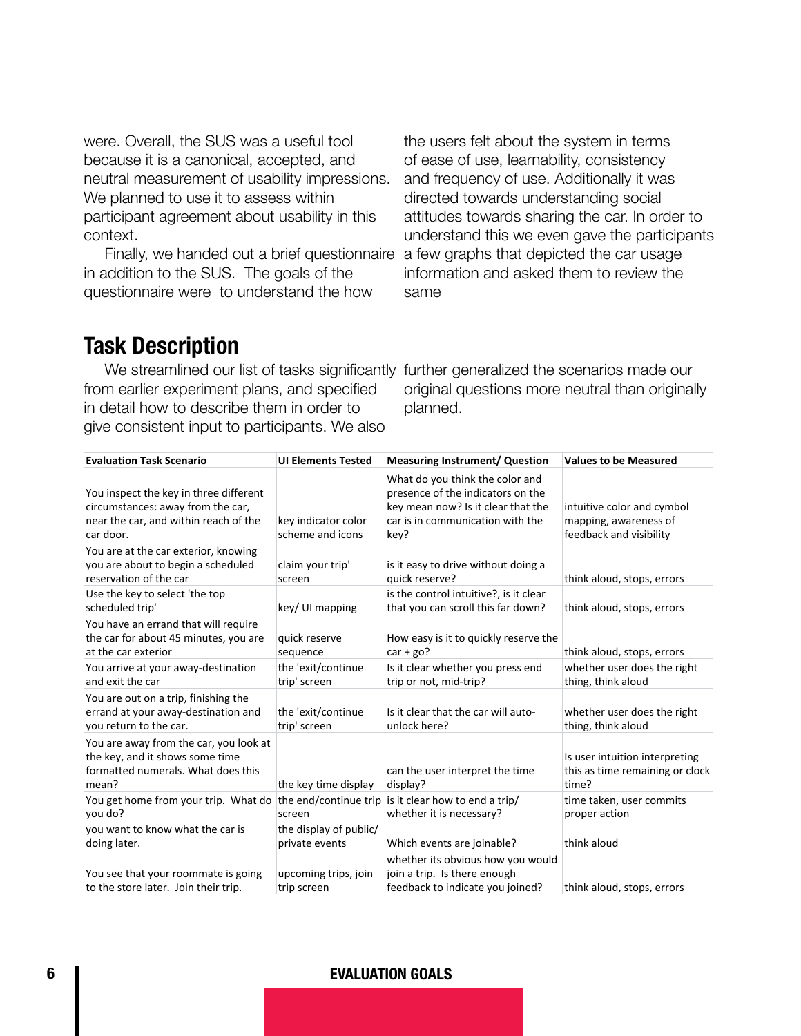were. Overall, the SUS was a useful tool because it is a canonical, accepted, and neutral measurement of usability impressions. We planned to use it to assess within participant agreement about usability in this context.

Finally, we handed out a brief questionnaire in addition to the SUS. The goals of the questionnaire were to understand the how the users felt about the system in terms of ease of use, learnability, consistency and frequency of use. Additionally it was directed towards understanding social attitudes towards sharing the car. In order to understand this we even gave the participants a few graphs that depicted the car usage information and asked them to review the same

## Task Description

We streamlined our list of tasks significantly from earlier experiment plans, and specified in detail how to describe them in order to give consistent input to participants. We also further generalized the scenarios made our original questions more neutral than originally planned.

| Evaluation Task Scenario | UI Elements Tested | Measuring Instrument/ Question | Values to be Measured |
|---|---|---|---|
| You inspect the key in three different circumstances: away from the car, near the car, and within reach of the car door. | key indicator color scheme and icons | What do you think the color and presence of the indicators on the key mean now? Is it clear that the car is in communication with the key? | intuitive color and cymbol mapping, awareness of feedback and visibility |
| You are at the car exterior, knowing you are about to begin a scheduled reservation of the car | claim your trip' screen | is it easy to drive without doing a quick reserve? | think aloud, stops, errors |
| Use the key to select 'the top scheduled trip' | key/ UI mapping | is the control intuitive?, is it clear that you can scroll this far down? | think aloud, stops, errors |
| You have an errand that will require the car for about 45 minutes, you are at the car exterior | quick reserve sequence | How easy is it to quickly reserve the car + go? | think aloud, stops, errors |
| You arrive at your away-destination and exit the car | the 'exit/continue trip' screen | Is it clear whether you press end trip or not, mid-trip? | whether user does the right thing, think aloud |
| You are out on a trip, finishing the errand at your away-destination and you return to the car. | the 'exit/continue trip' screen | Is it clear that the car will auto-unlock here? | whether user does the right thing, think aloud |
| You are away from the car, you look at the key, and it shows some time formatted numerals. What does this mean? | the key time display | can the user interpret the time display? | Is user intuition interpreting this as time remaining or clock time? |
| You get home from your trip. What do you do? | the end/continue trip screen | is it clear how to end a trip/ whether it is necessary? | time taken, user commits proper action |
| you want to know what the car is doing later. | the display of public/ private events | Which events are joinable? | think aloud |
| You see that your roommate is going to the store later. Join their trip. | upcoming trips, join trip screen | whether its obvious how you would join a trip. Is there enough feedback to indicate you joined? | think aloud, stops, errors |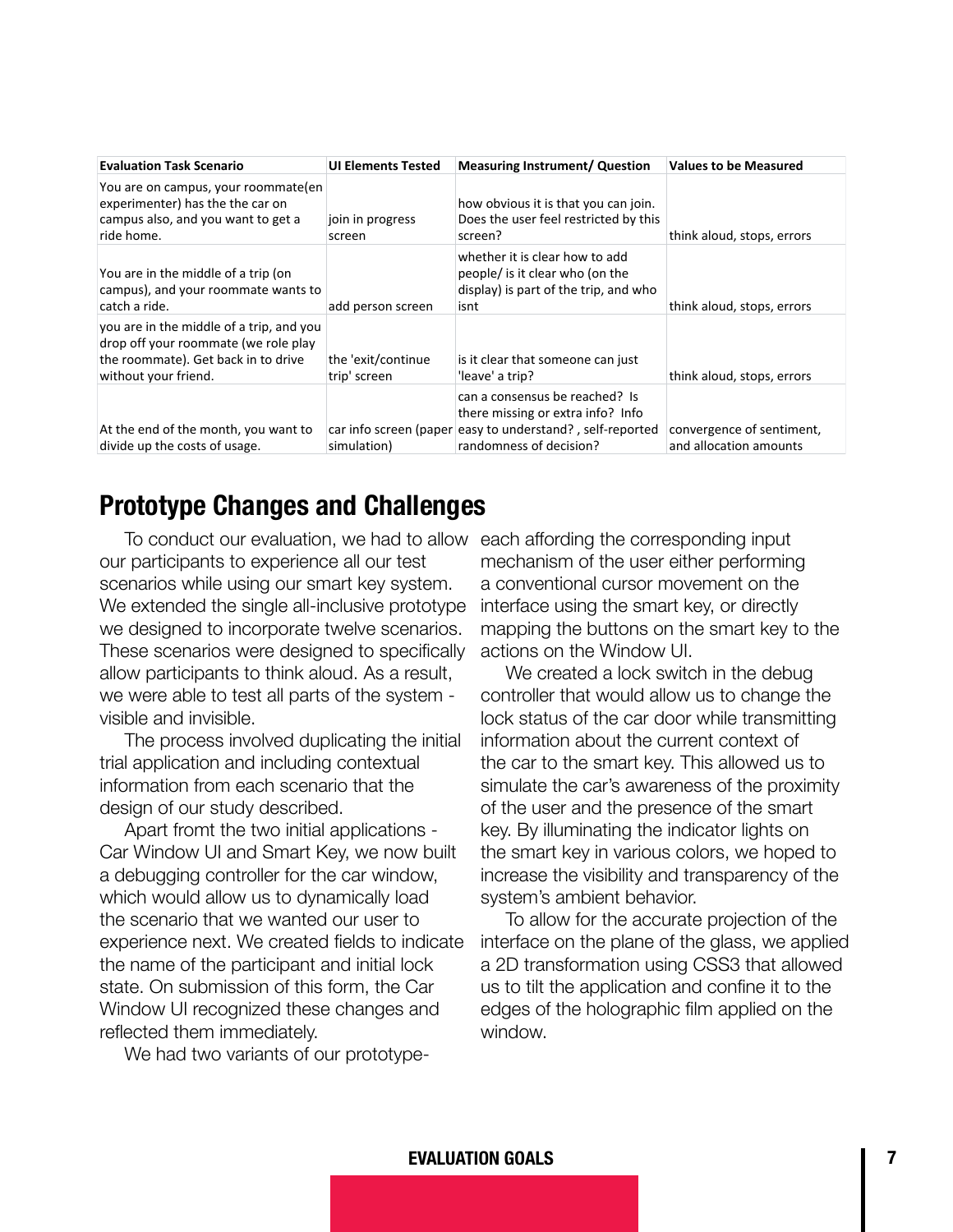| Evaluation Task Scenario | UI Elements Tested | Measuring Instrument/ Question | Values to be Measured |
|---|---|---|---|
| You are on campus, your roommate(experimenter) has the the car on campus also, and you want to get a ride home. | join in progress screen | how obvious it is that you can join. Does the user feel restricted by this screen? | think aloud, stops, errors |
| You are in the middle of a trip (on campus), and your roommate wants to catch a ride. | add person screen | whether it is clear how to add people/ is it clear who (on the display) is part of the trip, and who isnt | think aloud, stops, errors |
| you are in the middle of a trip, and you drop off your roommate (we role play the roommate). Get back in to drive without your friend. | the 'exit/continue trip' screen | is it clear that someone can just 'leave' a trip? | think aloud, stops, errors |
| At the end of the month, you want to divide up the costs of usage. | car info screen (paper simulation) | can a consensus be reached? Is there missing or extra info? Info easy to understand? , self-reported randomness of decision? | convergence of sentiment, and allocation amounts |

## Prototype Changes and Challenges

To conduct our evaluation, we had to allow our participants to experience all our test scenarios while using our smart key system. We extended the single all-inclusive prototype we designed to incorporate twelve scenarios. These scenarios were designed to specifically allow participants to think aloud. As a result, we were able to test all parts of the system - visible and invisible.

The process involved duplicating the initial trial application and including contextual information from each scenario that the design of our study described.

Apart fromt the two initial applications - Car Window UI and Smart Key, we now built a debugging controller for the car window, which would allow us to dynamically load the scenario that we wanted our user to experience next. We created fields to indicate the name of the participant and initial lock state. On submission of this form, the Car Window UI recognized these changes and reflected them immediately.

We had two variants of our prototype- each affording the corresponding input mechanism of the user either performing a conventional cursor movement on the interface using the smart key, or directly mapping the buttons on the smart key to the actions on the Window UI.

We created a lock switch in the debug controller that would allow us to change the lock status of the car door while transmitting information about the current context of the car to the smart key. This allowed us to simulate the car's awareness of the proximity of the user and the presence of the smart key. By illuminating the indicator lights on the smart key in various colors, we hoped to increase the visibility and transparency of the system's ambient behavior.

To allow for the accurate projection of the interface on the plane of the glass, we applied a 2D transformation using CSS3 that allowed us to tilt the application and confine it to the edges of the holographic film applied on the window.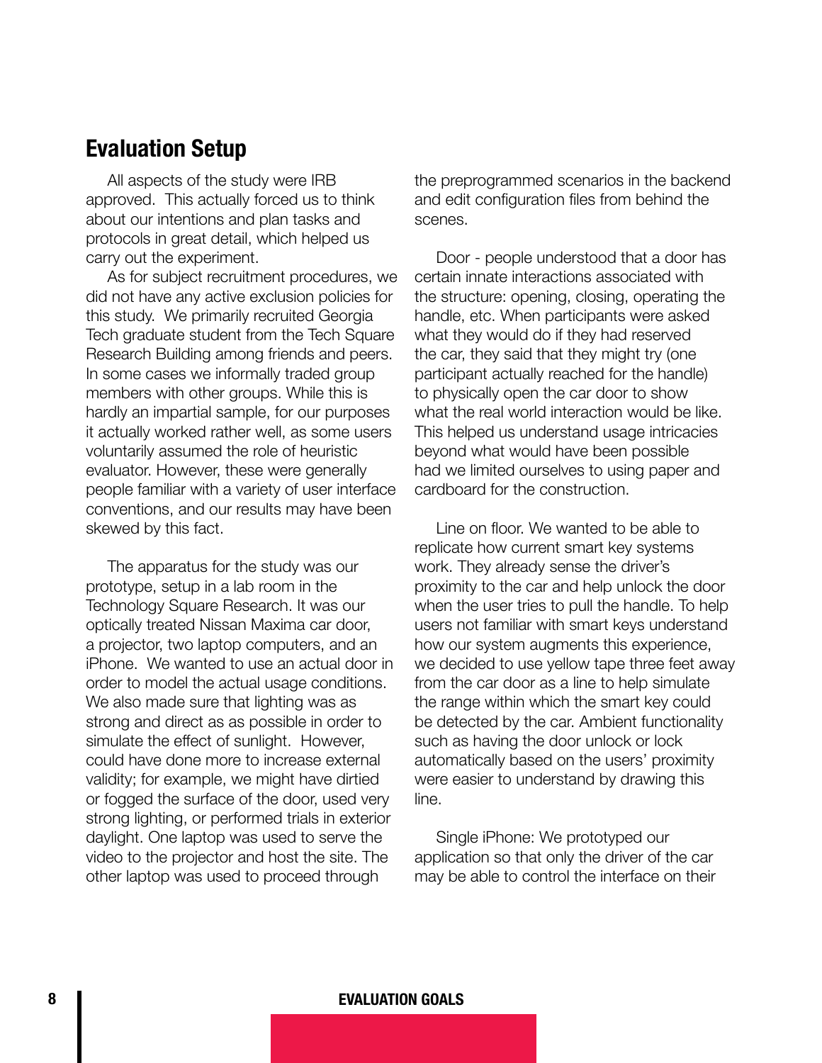## Evaluation Setup

All aspects of the study were IRB approved. This actually forced us to think about our intentions and plan tasks and protocols in great detail, which helped us carry out the experiment.

As for subject recruitment procedures, we did not have any active exclusion policies for this study. We primarily recruited Georgia Tech graduate student from the Tech Square Research Building among friends and peers. In some cases we informally traded group members with other groups. While this is hardly an impartial sample, for our purposes it actually worked rather well, as some users voluntarily assumed the role of heuristic evaluator. However, these were generally people familiar with a variety of user interface conventions, and our results may have been skewed by this fact.

The apparatus for the study was our prototype, setup in a lab room in the Technology Square Research. It was our optically treated Nissan Maxima car door, a projector, two laptop computers, and an iPhone. We wanted to use an actual door in order to model the actual usage conditions. We also made sure that lighting was as strong and direct as as possible in order to simulate the effect of sunlight. However, could have done more to increase external validity; for example, we might have dirtied or fogged the surface of the door, used very strong lighting, or performed trials in exterior daylight. One laptop was used to serve the video to the projector and host the site. The other laptop was used to proceed through the preprogrammed scenarios in the backend and edit configuration files from behind the scenes.

Door - people understood that a door has certain innate interactions associated with the structure: opening, closing, operating the handle, etc. When participants were asked what they would do if they had reserved the car, they said that they might try (one participant actually reached for the handle) to physically open the car door to show what the real world interaction would be like. This helped us understand usage intricacies beyond what would have been possible had we limited ourselves to using paper and cardboard for the construction.

Line on floor. We wanted to be able to replicate how current smart key systems work. They already sense the driver's proximity to the car and help unlock the door when the user tries to pull the handle. To help users not familiar with smart keys understand how our system augments this experience, we decided to use yellow tape three feet away from the car door as a line to help simulate the range within which the smart key could be detected by the car. Ambient functionality such as having the door unlock or lock automatically based on the users' proximity were easier to understand by drawing this line.

Single iPhone: We prototyped our application so that only the driver of the car may be able to control the interface on their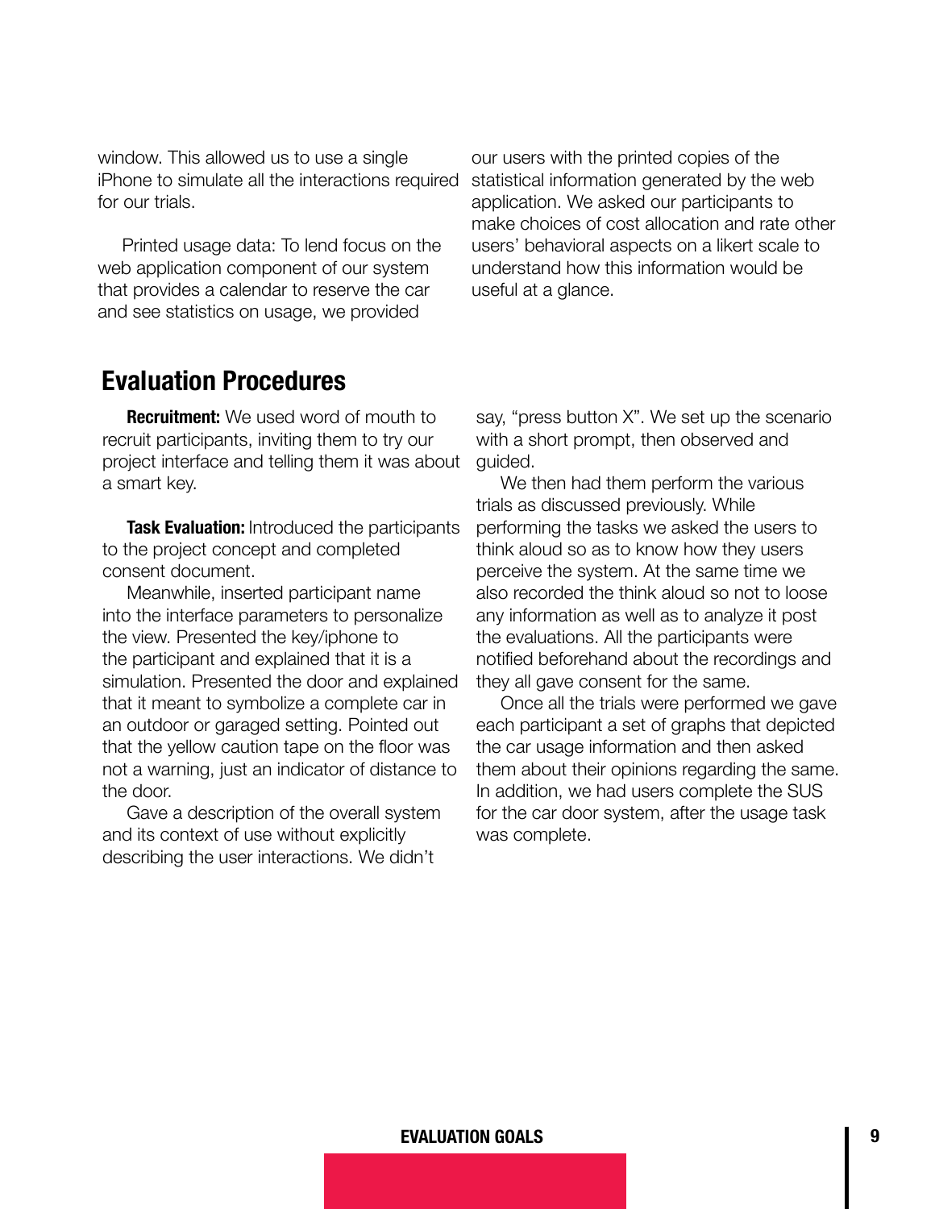window. This allowed us to use a single iPhone to simulate all the interactions required for our trials.

Printed usage data: To lend focus on the web application component of our system that provides a calendar to reserve the car and see statistics on usage, we provided our users with the printed copies of the statistical information generated by the web application. We asked our participants to make choices of cost allocation and rate other users' behavioral aspects on a likert scale to understand how this information would be useful at a glance.

## Evaluation Procedures

**Recruitment:** We used word of mouth to recruit participants, inviting them to try our project interface and telling them it was about a smart key.

**Task Evaluation:** Introduced the participants to the project concept and completed consent document.

Meanwhile, inserted participant name into the interface parameters to personalize the view. Presented the key/iphone to the participant and explained that it is a simulation. Presented the door and explained that it meant to symbolize a complete car in an outdoor or garaged setting. Pointed out that the yellow caution tape on the floor was not a warning, just an indicator of distance to the door.

Gave a description of the overall system and its context of use without explicitly describing the user interactions. We didn't say, "press button X". We set up the scenario with a short prompt, then observed and guided.

We then had them perform the various trials as discussed previously. While performing the tasks we asked the users to think aloud so as to know how they users perceive the system. At the same time we also recorded the think aloud so not to loose any information as well as to analyze it post the evaluations. All the participants were notified beforehand about the recordings and they all gave consent for the same.

Once all the trials were performed we gave each participant a set of graphs that depicted the car usage information and then asked them about their opinions regarding the same. In addition, we had users complete the SUS for the car door system, after the usage task was complete.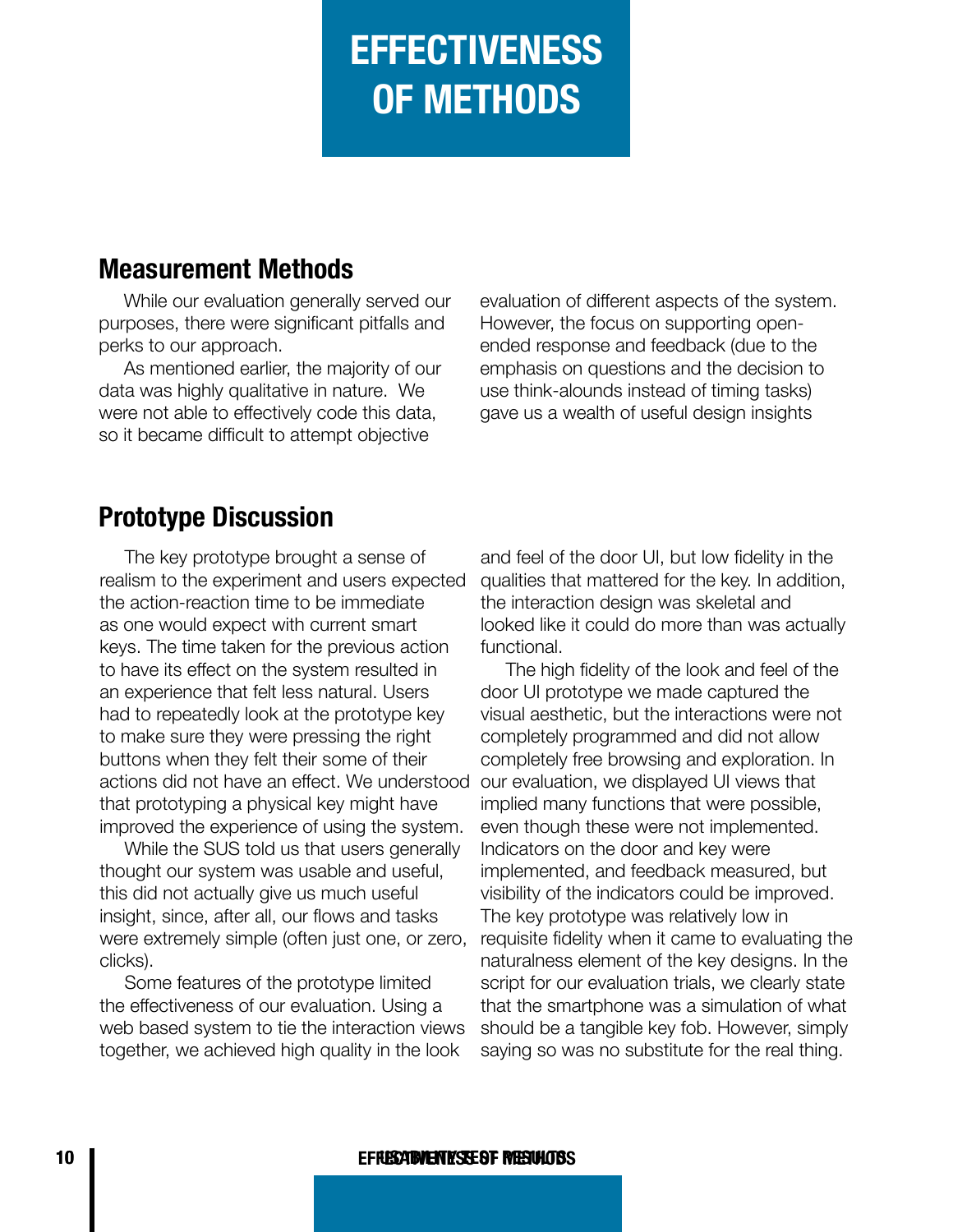# EFFECTIVENESS OF METHODS

## Measurement Methods

While our evaluation generally served our purposes, there were significant pitfalls and perks to our approach.

As mentioned earlier, the majority of our data was highly qualitative in nature. We were not able to effectively code this data, so it became difficult to attempt objective evaluation of different aspects of the system. However, the focus on supporting open-ended response and feedback (due to the emphasis on questions and the decision to use think-alounds instead of timing tasks) gave us a wealth of useful design insights

## Prototype Discussion

The key prototype brought a sense of realism to the experiment and users expected the action-reaction time to be immediate as one would expect with current smart keys. The time taken for the previous action to have its effect on the system resulted in an experience that felt less natural. Users had to repeatedly look at the prototype key to make sure they were pressing the right buttons when they felt their some of their actions did not have an effect. We understood that prototyping a physical key might have improved the experience of using the system.

While the SUS told us that users generally thought our system was usable and useful, this did not actually give us much useful insight, since, after all, our flows and tasks were extremely simple (often just one, or zero, clicks).

Some features of the prototype limited the effectiveness of our evaluation. Using a web based system to tie the interaction views together, we achieved high quality in the look and feel of the door UI, but low fidelity in the qualities that mattered for the key. In addition, the interaction design was skeletal and looked like it could do more than was actually functional.

The high fidelity of the look and feel of the door UI prototype we made captured the visual aesthetic, but the interactions were not completely programmed and did not allow completely free browsing and exploration. In our evaluation, we displayed UI views that implied many functions that were possible, even though these were not implemented. Indicators on the door and key were implemented, and feedback measured, but visibility of the indicators could be improved. The key prototype was relatively low in requisite fidelity when it came to evaluating the naturalness element of the key designs. In the script for our evaluation trials, we clearly state that the smartphone was a simulation of what should be a tangible key fob. However, simply saying so was no substitute for the real thing.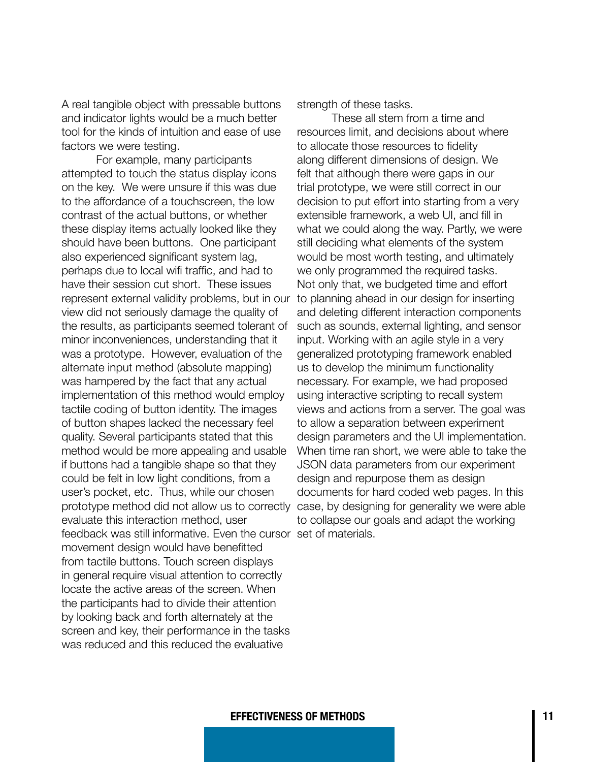A real tangible object with pressable buttons and indicator lights would be a much better tool for the kinds of intuition and ease of use factors we were testing.

For example, many participants attempted to touch the status display icons on the key. We were unsure if this was due to the affordance of a touchscreen, the low contrast of the actual buttons, or whether these display items actually looked like they should have been buttons. One participant also experienced significant system lag, perhaps due to local wifi traffic, and had to have their session cut short. These issues represent external validity problems, but in our view did not seriously damage the quality of the results, as participants seemed tolerant of minor inconveniences, understanding that it was a prototype. However, evaluation of the alternate input method (absolute mapping) was hampered by the fact that any actual implementation of this method would employ tactile coding of button identity. The images of button shapes lacked the necessary feel quality. Several participants stated that this method would be more appealing and usable if buttons had a tangible shape so that they could be felt in low light conditions, from a user's pocket, etc. Thus, while our chosen prototype method did not allow us to correctly evaluate this interaction method, user feedback was still informative. Even the cursor movement design would have benefitted from tactile buttons. Touch screen displays in general require visual attention to correctly locate the active areas of the screen. When the participants had to divide their attention by looking back and forth alternately at the screen and key, their performance in the tasks was reduced and this reduced the evaluative strength of these tasks.

These all stem from a time and resources limit, and decisions about where to allocate those resources to fidelity along different dimensions of design. We felt that although there were gaps in our trial prototype, we were still correct in our decision to put effort into starting from a very extensible framework, a web UI, and fill in what we could along the way. Partly, we were still deciding what elements of the system would be most worth testing, and ultimately we only programmed the required tasks. Not only that, we budgeted time and effort to planning ahead in our design for inserting and deleting different interaction components such as sounds, external lighting, and sensor input. Working with an agile style in a very generalized prototyping framework enabled us to develop the minimum functionality necessary. For example, we had proposed using interactive scripting to recall system views and actions from a server. The goal was to allow a separation between experiment design parameters and the UI implementation. When time ran short, we were able to take the JSON data parameters from our experiment design and repurpose them as design documents for hard coded web pages. In this case, by designing for generality we were able to collapse our goals and adapt the working set of materials.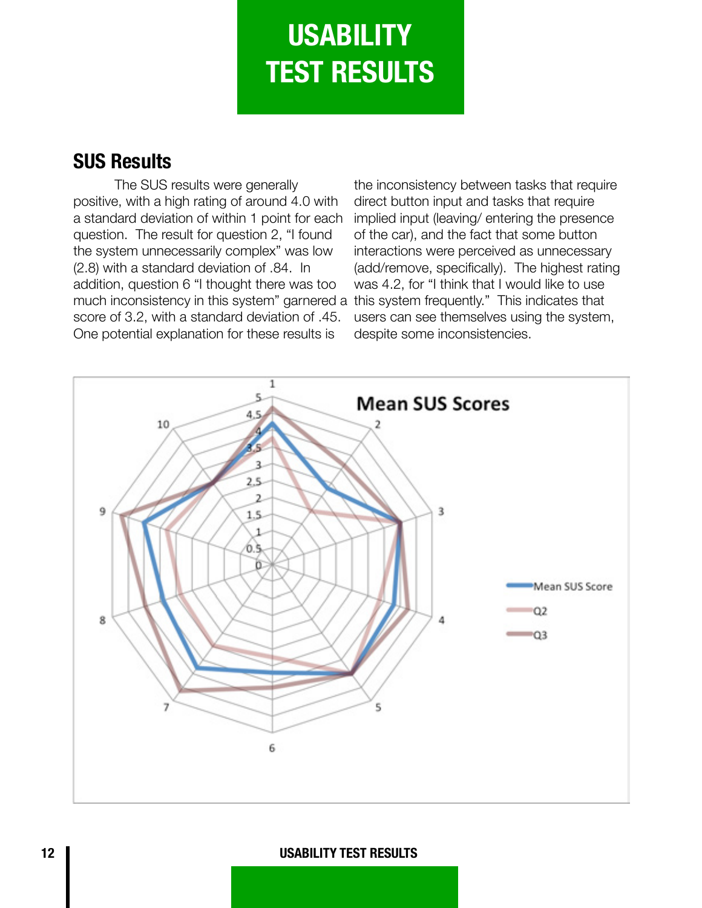# USABILITY TEST RESULTS

## SUS Results

The SUS results were generally positive, with a high rating of around 4.0 with a standard deviation of within 1 point for each question. The result for question 2, "I found the system unnecessarily complex" was low (2.8) with a standard deviation of .84. In addition, question 6 "I thought there was too much inconsistency in this system" garnered a score of 3.2, with a standard deviation of .45. One potential explanation for these results is the inconsistency between tasks that require direct button input and tasks that require implied input (leaving/ entering the presence of the car), and the fact that some button interactions were perceived as unnecessary (add/remove, specifically). The highest rating was 4.2, for "I think that I would like to use this system frequently." This indicates that users can see themselves using the system, despite some inconsistencies.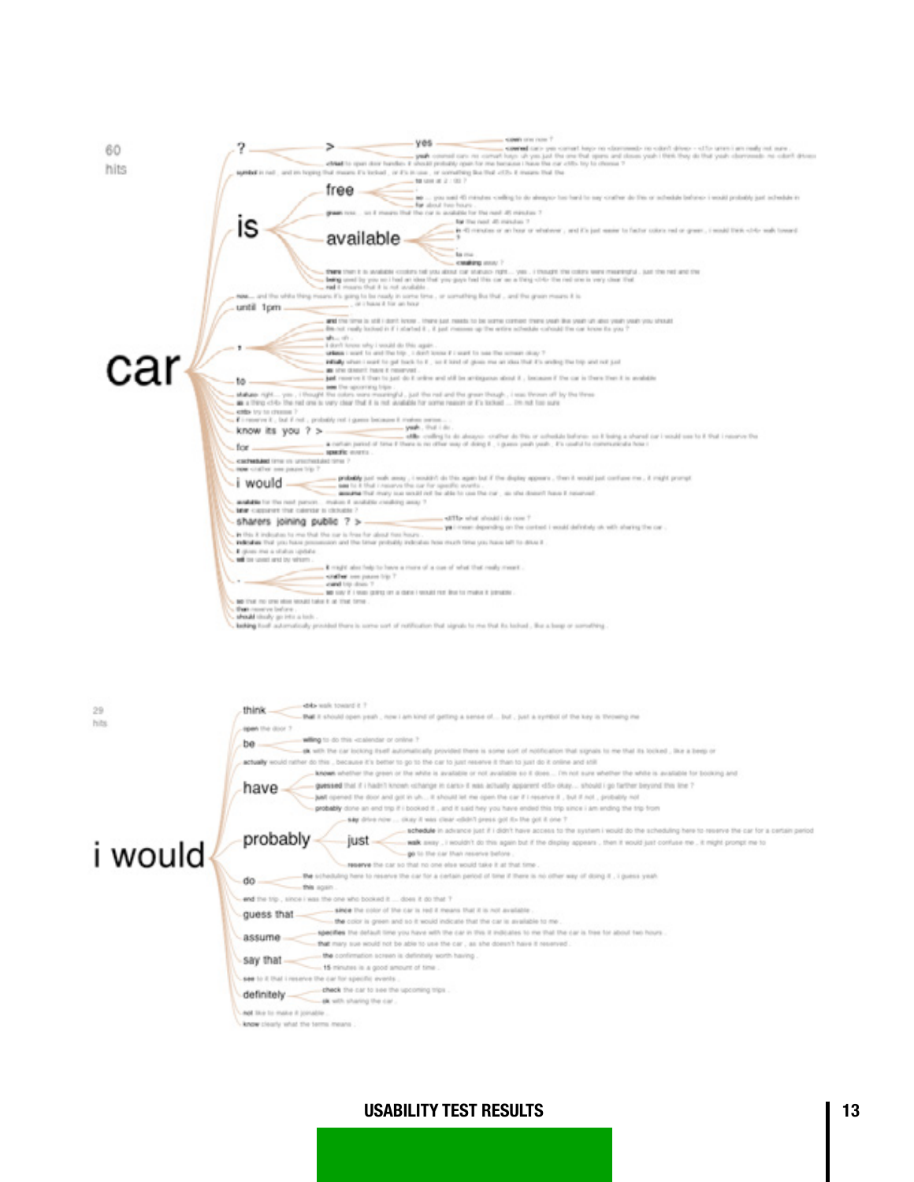60 hits

car

- ?
  - >
    - yes
- is
  - free
  - available
- until 1pm
- ,
- to
- know its you ? >
- for
- i would
- sharers joining public ? >
- .

29 hits

i would

- think
- be
- have
- probably
  - just
- do
- guess that
- assume
- say that
- definitely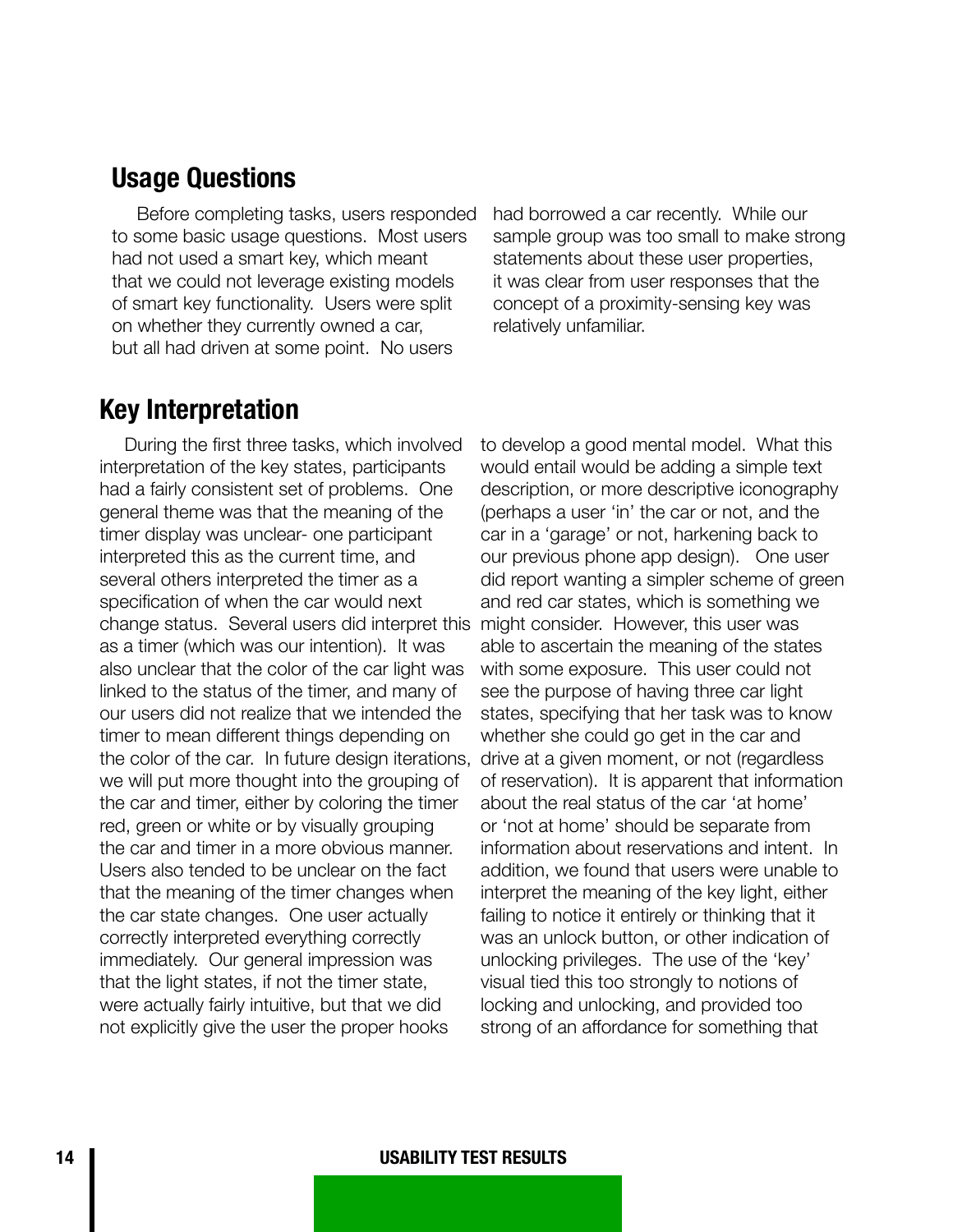## Usage Questions

Before completing tasks, users responded to some basic usage questions. Most users had not used a smart key, which meant that we could not leverage existing models of smart key functionality. Users were split on whether they currently owned a car, but all had driven at some point. No users had borrowed a car recently. While our sample group was too small to make strong statements about these user properties, it was clear from user responses that the concept of a proximity-sensing key was relatively unfamiliar.

## Key Interpretation

During the first three tasks, which involved interpretation of the key states, participants had a fairly consistent set of problems. One general theme was that the meaning of the timer display was unclear- one participant interpreted this as the current time, and several others interpreted the timer as a specification of when the car would next change status. Several users did interpret this as a timer (which was our intention). It was also unclear that the color of the car light was linked to the status of the timer, and many of our users did not realize that we intended the timer to mean different things depending on the color of the car. In future design iterations, we will put more thought into the grouping of the car and timer, either by coloring the timer red, green or white or by visually grouping the car and timer in a more obvious manner. Users also tended to be unclear on the fact that the meaning of the timer changes when the car state changes. One user actually correctly interpreted everything correctly immediately. Our general impression was that the light states, if not the timer state, were actually fairly intuitive, but that we did not explicitly give the user the proper hooks to develop a good mental model. What this would entail would be adding a simple text description, or more descriptive iconography (perhaps a user 'in' the car or not, and the car in a 'garage' or not, harkening back to our previous phone app design). One user did report wanting a simpler scheme of green and red car states, which is something we might consider. However, this user was able to ascertain the meaning of the states with some exposure. This user could not see the purpose of having three car light states, specifying that her task was to know whether she could go get in the car and drive at a given moment, or not (regardless of reservation). It is apparent that information about the real status of the car 'at home' or 'not at home' should be separate from information about reservations and intent. In addition, we found that users were unable to interpret the meaning of the key light, either failing to notice it entirely or thinking that it was an unlock button, or other indication of unlocking privileges. The use of the 'key' visual tied this too strongly to notions of locking and unlocking, and provided too strong of an affordance for something that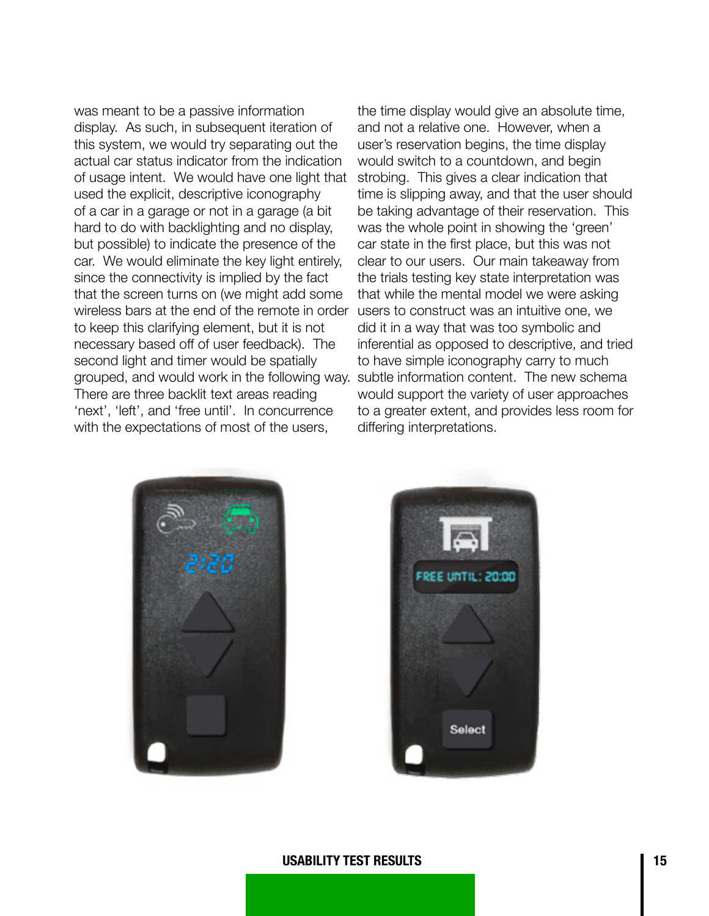was meant to be a passive information display. As such, in subsequent iteration of this system, we would try separating out the actual car status indicator from the indication of usage intent. We would have one light that used the explicit, descriptive iconography of a car in a garage or not in a garage (a bit hard to do with backlighting and no display, but possible) to indicate the presence of the car. We would eliminate the key light entirely, since the connectivity is implied by the fact that the screen turns on (we might add some wireless bars at the end of the remote in order to keep this clarifying element, but it is not necessary based off of user feedback). The second light and timer would be spatially grouped, and would work in the following way. There are three backlit text areas reading 'next', 'left', and 'free until'. In concurrence with the expectations of most of the users, the time display would give an absolute time, and not a relative one. However, when a user's reservation begins, the time display would switch to a countdown, and begin strobing. This gives a clear indication that time is slipping away, and that the user should be taking advantage of their reservation. This was the whole point in showing the 'green' car state in the first place, but this was not clear to our users. Our main takeaway from the trials testing key state interpretation was that while the mental model we were asking users to construct was an intuitive one, we did it in a way that was too symbolic and inferential as opposed to descriptive, and tried to have simple iconography carry to much subtle information content. The new schema would support the variety of user approaches to a greater extent, and provides less room for differing interpretations.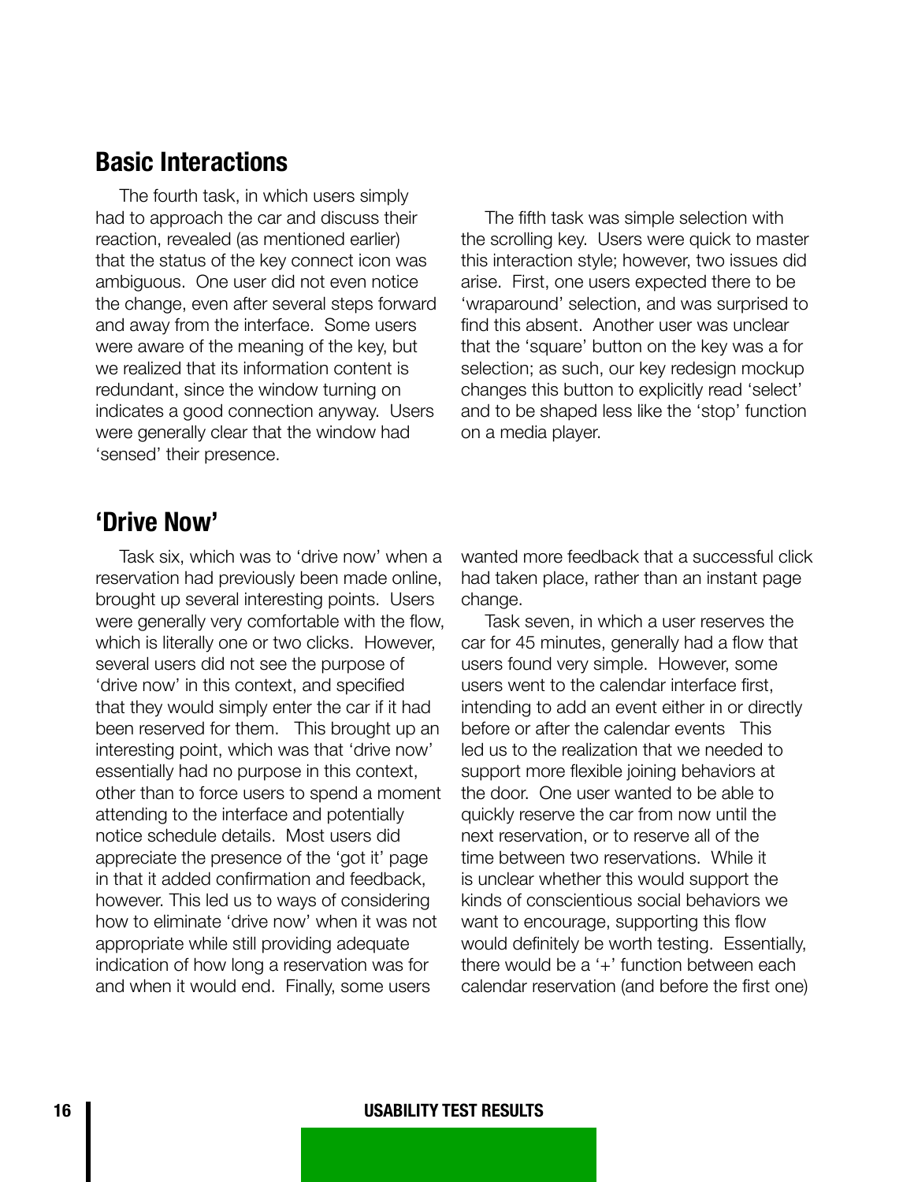## Basic Interactions

The fourth task, in which users simply had to approach the car and discuss their reaction, revealed (as mentioned earlier) that the status of the key connect icon was ambiguous. One user did not even notice the change, even after several steps forward and away from the interface. Some users were aware of the meaning of the key, but we realized that its information content is redundant, since the window turning on indicates a good connection anyway. Users were generally clear that the window had 'sensed' their presence.

The fifth task was simple selection with the scrolling key. Users were quick to master this interaction style; however, two issues did arise. First, one users expected there to be 'wraparound' selection, and was surprised to find this absent. Another user was unclear that the 'square' button on the key was a for selection; as such, our key redesign mockup changes this button to explicitly read 'select' and to be shaped less like the 'stop' function on a media player.

## 'Drive Now'

Task six, which was to 'drive now' when a reservation had previously been made online, brought up several interesting points. Users were generally very comfortable with the flow, which is literally one or two clicks. However, several users did not see the purpose of 'drive now' in this context, and specified that they would simply enter the car if it had been reserved for them. This brought up an interesting point, which was that 'drive now' essentially had no purpose in this context, other than to force users to spend a moment attending to the interface and potentially notice schedule details. Most users did appreciate the presence of the 'got it' page in that it added confirmation and feedback, however. This led us to ways of considering how to eliminate 'drive now' when it was not appropriate while still providing adequate indication of how long a reservation was for and when it would end. Finally, some users wanted more feedback that a successful click had taken place, rather than an instant page change.

Task seven, in which a user reserves the car for 45 minutes, generally had a flow that users found very simple. However, some users went to the calendar interface first, intending to add an event either in or directly before or after the calendar events This led us to the realization that we needed to support more flexible joining behaviors at the door. One user wanted to be able to quickly reserve the car from now until the next reservation, or to reserve all of the time between two reservations. While it is unclear whether this would support the kinds of conscientious social behaviors we want to encourage, supporting this flow would definitely be worth testing. Essentially, there would be a '+' function between each calendar reservation (and before the first one)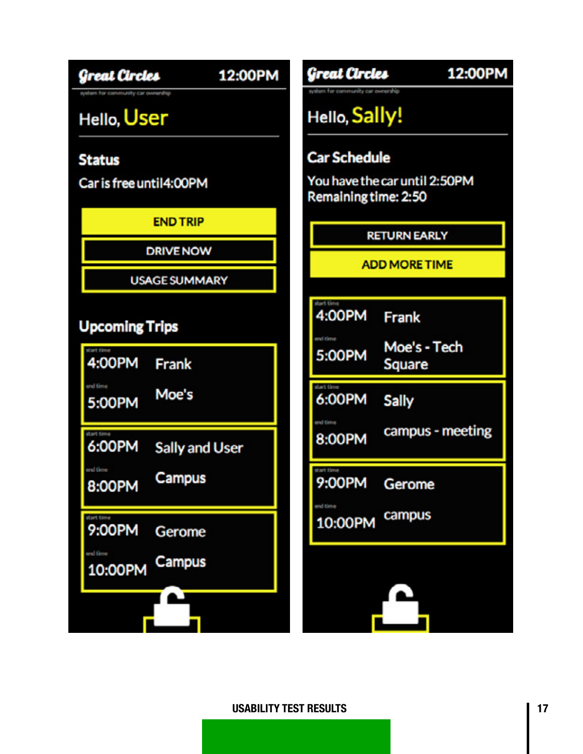**Great Circles** 12:00PM

system for community car ownership

Hello, User

**Status**

Car is free until 4:00PM

END TRIP

DRIVE NOW

USAGE SUMMARY

**Upcoming Trips**

| start time | |
| --- | --- |
| 4:00PM | Frank |
| end time 5:00PM | Moe's |

| start time | |
| --- | --- |
| 6:00PM | Sally and User |
| end time 8:00PM | Campus |

| start time | |
| --- | --- |
| 9:00PM | Gerome |
| end time 10:00PM | Campus |

**Great Circles** 12:00PM

system for community car ownership

Hello, Sally!

**Car Schedule**

You have the car until 2:50PM
Remaining time: 2:50

RETURN EARLY

ADD MORE TIME

| start time | |
| --- | --- |
| 4:00PM | Frank |
| end time 5:00PM | Moe's - Tech Square |

| start time | |
| --- | --- |
| 6:00PM | Sally |
| end time 8:00PM | campus - meeting |

| start time | |
| --- | --- |
| 9:00PM | Gerome |
| end time 10:00PM | campus |

USABILITY TEST RESULTS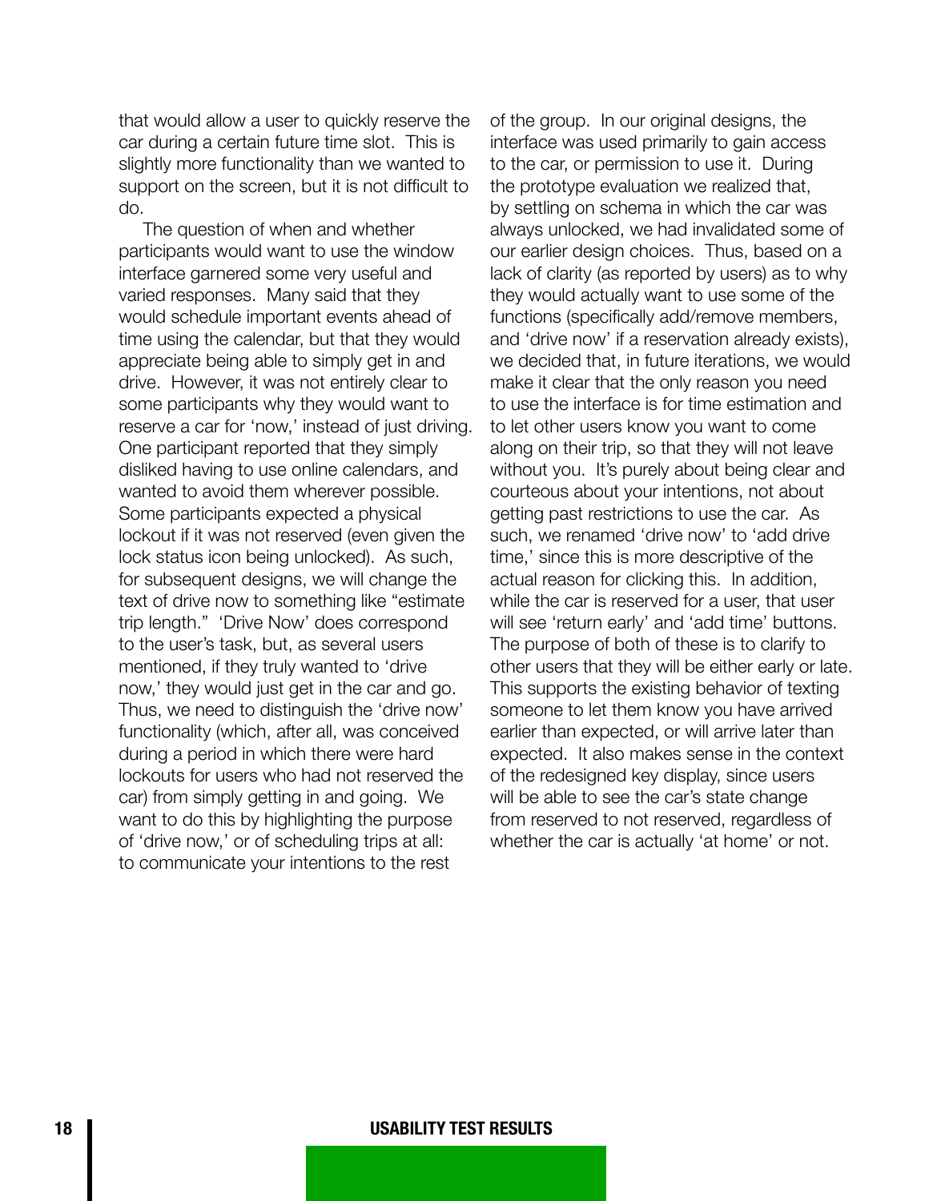that would allow a user to quickly reserve the car during a certain future time slot. This is slightly more functionality than we wanted to support on the screen, but it is not difficult to do.

The question of when and whether participants would want to use the window interface garnered some very useful and varied responses. Many said that they would schedule important events ahead of time using the calendar, but that they would appreciate being able to simply get in and drive. However, it was not entirely clear to some participants why they would want to reserve a car for 'now,' instead of just driving. One participant reported that they simply disliked having to use online calendars, and wanted to avoid them wherever possible. Some participants expected a physical lockout if it was not reserved (even given the lock status icon being unlocked). As such, for subsequent designs, we will change the text of drive now to something like "estimate trip length." 'Drive Now' does correspond to the user's task, but, as several users mentioned, if they truly wanted to 'drive now,' they would just get in the car and go. Thus, we need to distinguish the 'drive now' functionality (which, after all, was conceived during a period in which there were hard lockouts for users who had not reserved the car) from simply getting in and going. We want to do this by highlighting the purpose of 'drive now,' or of scheduling trips at all: to communicate your intentions to the rest of the group. In our original designs, the interface was used primarily to gain access to the car, or permission to use it. During the prototype evaluation we realized that, by settling on schema in which the car was always unlocked, we had invalidated some of our earlier design choices. Thus, based on a lack of clarity (as reported by users) as to why they would actually want to use some of the functions (specifically add/remove members, and 'drive now' if a reservation already exists), we decided that, in future iterations, we would make it clear that the only reason you need to use the interface is for time estimation and to let other users know you want to come along on their trip, so that they will not leave without you. It's purely about being clear and courteous about your intentions, not about getting past restrictions to use the car. As such, we renamed 'drive now' to 'add drive time,' since this is more descriptive of the actual reason for clicking this. In addition, while the car is reserved for a user, that user will see 'return early' and 'add time' buttons. The purpose of both of these is to clarify to other users that they will be either early or late. This supports the existing behavior of texting someone to let them know you have arrived earlier than expected, or will arrive later than expected. It also makes sense in the context of the redesigned key display, since users will be able to see the car's state change from reserved to not reserved, regardless of whether the car is actually 'at home' or not.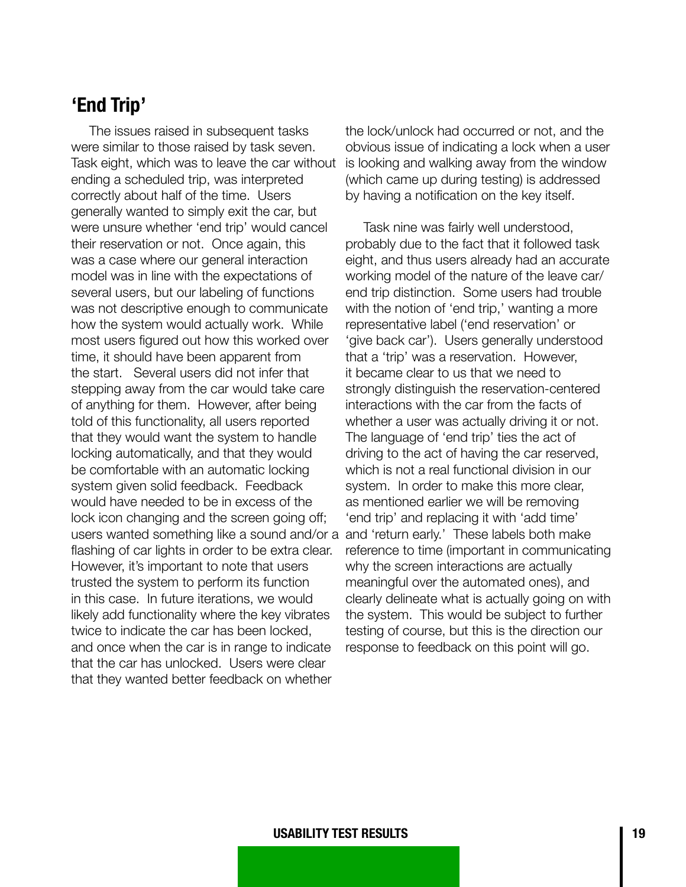## 'End Trip'

The issues raised in subsequent tasks were similar to those raised by task seven. Task eight, which was to leave the car without ending a scheduled trip, was interpreted correctly about half of the time. Users generally wanted to simply exit the car, but were unsure whether 'end trip' would cancel their reservation or not. Once again, this was a case where our general interaction model was in line with the expectations of several users, but our labeling of functions was not descriptive enough to communicate how the system would actually work. While most users figured out how this worked over time, it should have been apparent from the start. Several users did not infer that stepping away from the car would take care of anything for them. However, after being told of this functionality, all users reported that they would want the system to handle locking automatically, and that they would be comfortable with an automatic locking system given solid feedback. Feedback would have needed to be in excess of the lock icon changing and the screen going off; users wanted something like a sound and/or a flashing of car lights in order to be extra clear. However, it's important to note that users trusted the system to perform its function in this case. In future iterations, we would likely add functionality where the key vibrates twice to indicate the car has been locked, and once when the car is in range to indicate that the car has unlocked. Users were clear that they wanted better feedback on whether the lock/unlock had occurred or not, and the obvious issue of indicating a lock when a user is looking and walking away from the window (which came up during testing) is addressed by having a notification on the key itself.

Task nine was fairly well understood, probably due to the fact that it followed task eight, and thus users already had an accurate working model of the nature of the leave car/end trip distinction. Some users had trouble with the notion of 'end trip,' wanting a more representative label ('end reservation' or 'give back car'). Users generally understood that a 'trip' was a reservation. However, it became clear to us that we need to strongly distinguish the reservation-centered interactions with the car from the facts of whether a user was actually driving it or not. The language of 'end trip' ties the act of driving to the act of having the car reserved, which is not a real functional division in our system. In order to make this more clear, as mentioned earlier we will be removing 'end trip' and replacing it with 'add time' and 'return early.' These labels both make reference to time (important in communicating why the screen interactions are actually meaningful over the automated ones), and clearly delineate what is actually going on with the system. This would be subject to further testing of course, but this is the direction our response to feedback on this point will go.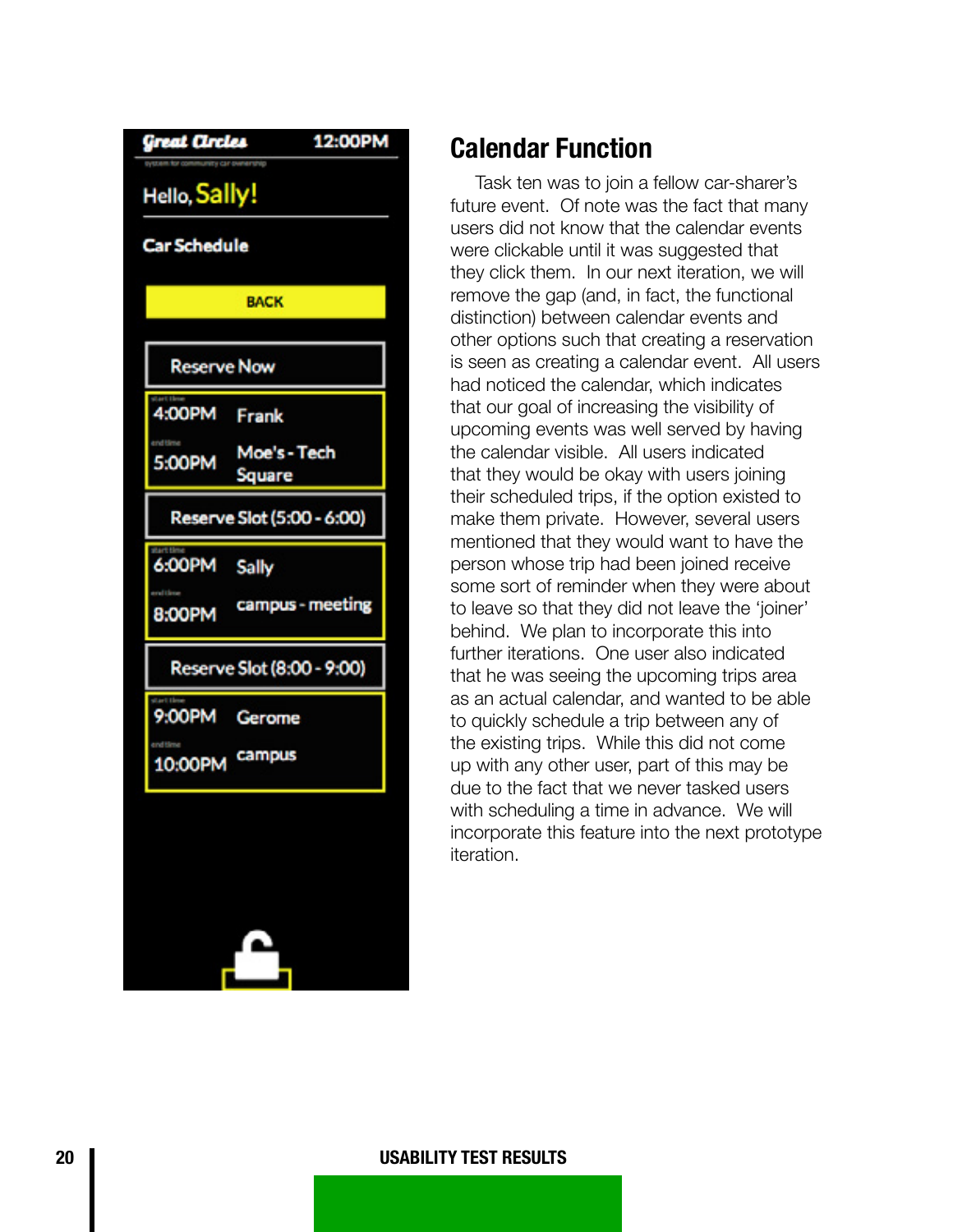## Calendar Function

Task ten was to join a fellow car-sharer's future event. Of note was the fact that many users did not know that the calendar events were clickable until it was suggested that they click them. In our next iteration, we will remove the gap (and, in fact, the functional distinction) between calendar events and other options such that creating a reservation is seen as creating a calendar event. All users had noticed the calendar, which indicates that our goal of increasing the visibility of upcoming events was well served by having the calendar visible. All users indicated that they would be okay with users joining their scheduled trips, if the option existed to make them private. However, several users mentioned that they would want to have the person whose trip had been joined receive some sort of reminder when they were about to leave so that they did not leave the 'joiner' behind. We plan to incorporate this into further iterations. One user also indicated that he was seeing the upcoming trips area as an actual calendar, and wanted to be able to quickly schedule a trip between any of the existing trips. While this did not come up with any other user, part of this may be due to the fact that we never tasked users with scheduling a time in advance. We will incorporate this feature into the next prototype iteration.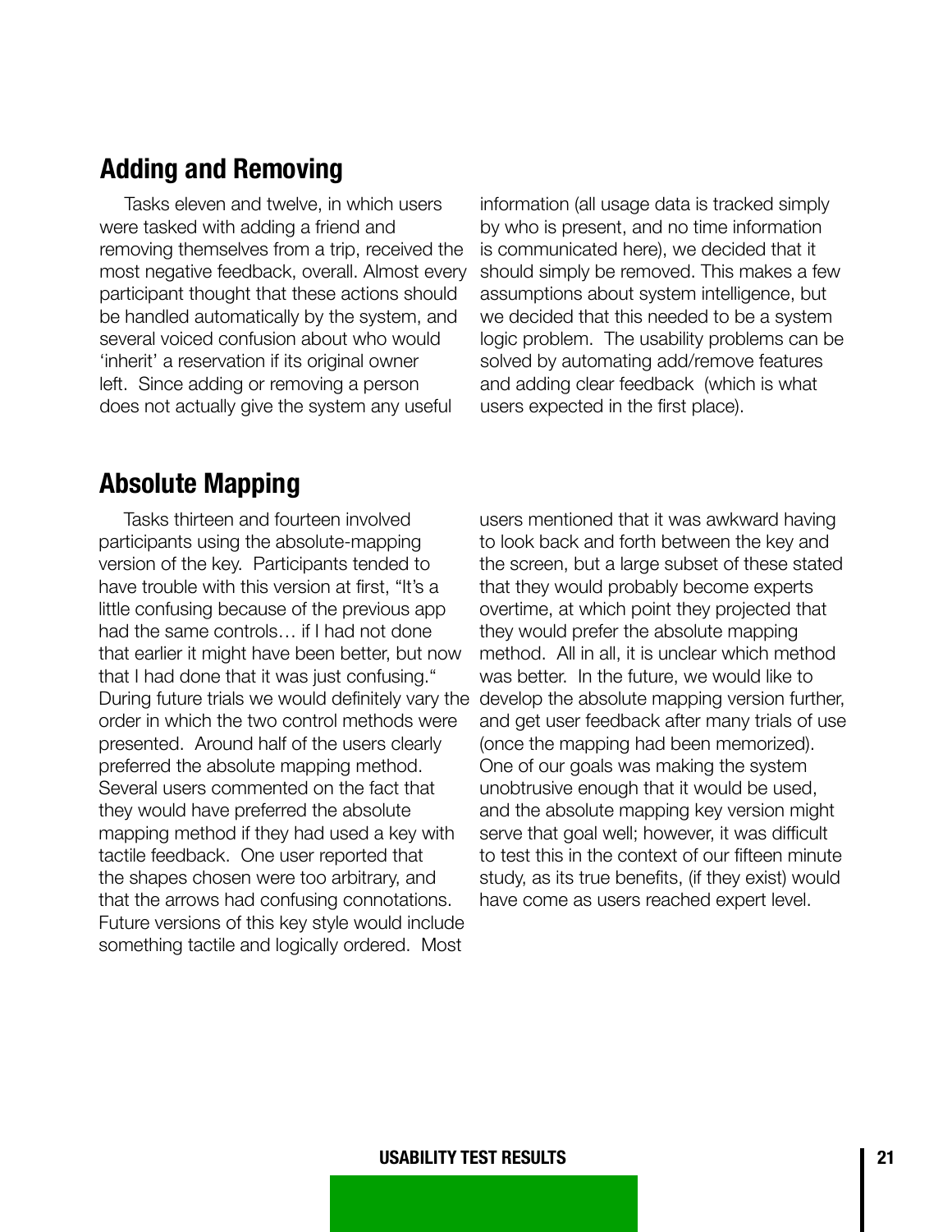## Adding and Removing

Tasks eleven and twelve, in which users were tasked with adding a friend and removing themselves from a trip, received the most negative feedback, overall. Almost every participant thought that these actions should be handled automatically by the system, and several voiced confusion about who would 'inherit' a reservation if its original owner left. Since adding or removing a person does not actually give the system any useful information (all usage data is tracked simply by who is present, and no time information is communicated here), we decided that it should simply be removed. This makes a few assumptions about system intelligence, but we decided that this needed to be a system logic problem. The usability problems can be solved by automating add/remove features and adding clear feedback (which is what users expected in the first place).

## Absolute Mapping

Tasks thirteen and fourteen involved participants using the absolute-mapping version of the key. Participants tended to have trouble with this version at first, "It's a little confusing because of the previous app had the same controls… if I had not done that earlier it might have been better, but now that I had done that it was just confusing." During future trials we would definitely vary the order in which the two control methods were presented. Around half of the users clearly preferred the absolute mapping method. Several users commented on the fact that they would have preferred the absolute mapping method if they had used a key with tactile feedback. One user reported that the shapes chosen were too arbitrary, and that the arrows had confusing connotations. Future versions of this key style would include something tactile and logically ordered. Most users mentioned that it was awkward having to look back and forth between the key and the screen, but a large subset of these stated that they would probably become experts overtime, at which point they projected that they would prefer the absolute mapping method. All in all, it is unclear which method was better. In the future, we would like to develop the absolute mapping version further, and get user feedback after many trials of use (once the mapping had been memorized). One of our goals was making the system unobtrusive enough that it would be used, and the absolute mapping key version might serve that goal well; however, it was difficult to test this in the context of our fifteen minute study, as its true benefits, (if they exist) would have come as users reached expert level.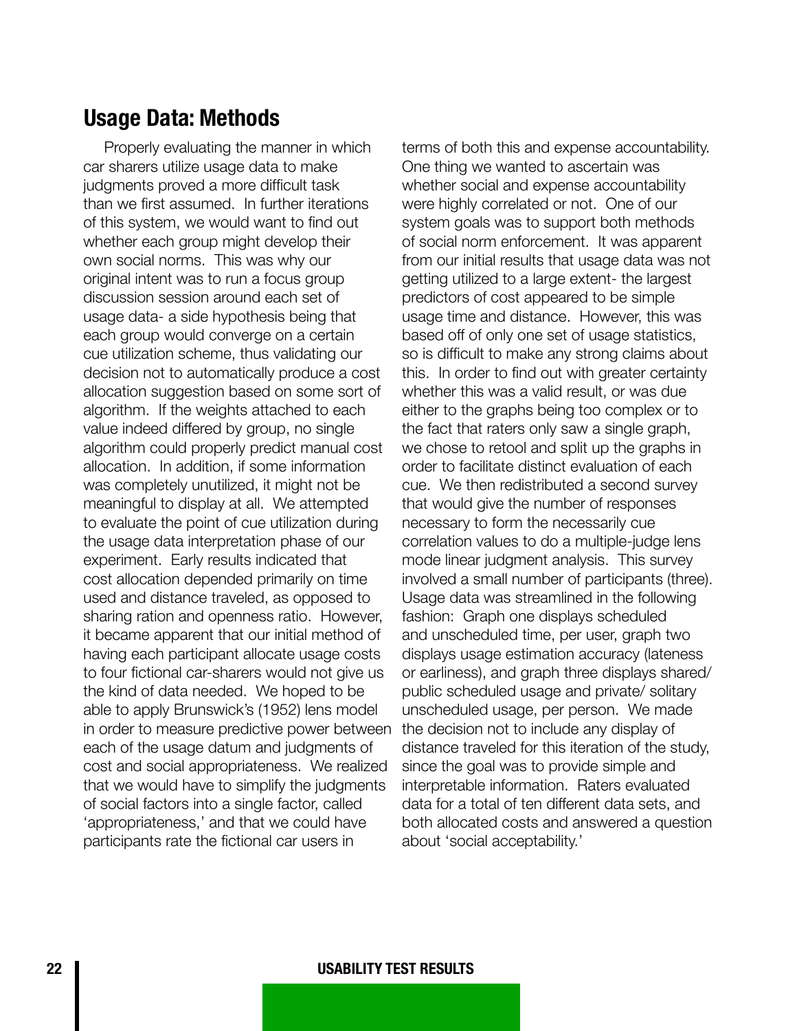## Usage Data: Methods

Properly evaluating the manner in which car sharers utilize usage data to make judgments proved a more difficult task than we first assumed. In further iterations of this system, we would want to find out whether each group might develop their own social norms. This was why our original intent was to run a focus group discussion session around each set of usage data- a side hypothesis being that each group would converge on a certain cue utilization scheme, thus validating our decision not to automatically produce a cost allocation suggestion based on some sort of algorithm. If the weights attached to each value indeed differed by group, no single algorithm could properly predict manual cost allocation. In addition, if some information was completely unutilized, it might not be meaningful to display at all. We attempted to evaluate the point of cue utilization during the usage data interpretation phase of our experiment. Early results indicated that cost allocation depended primarily on time used and distance traveled, as opposed to sharing ration and openness ratio. However, it became apparent that our initial method of having each participant allocate usage costs to four fictional car-sharers would not give us the kind of data needed. We hoped to be able to apply Brunswick's (1952) lens model in order to measure predictive power between each of the usage datum and judgments of cost and social appropriateness. We realized that we would have to simplify the judgments of social factors into a single factor, called 'appropriateness,' and that we could have participants rate the fictional car users in terms of both this and expense accountability. One thing we wanted to ascertain was whether social and expense accountability were highly correlated or not. One of our system goals was to support both methods of social norm enforcement. It was apparent from our initial results that usage data was not getting utilized to a large extent- the largest predictors of cost appeared to be simple usage time and distance. However, this was based off of only one set of usage statistics, so is difficult to make any strong claims about this. In order to find out with greater certainty whether this was a valid result, or was due either to the graphs being too complex or to the fact that raters only saw a single graph, we chose to retool and split up the graphs in order to facilitate distinct evaluation of each cue. We then redistributed a second survey that would give the number of responses necessary to form the necessarily cue correlation values to do a multiple-judge lens mode linear judgment analysis. This survey involved a small number of participants (three). Usage data was streamlined in the following fashion: Graph one displays scheduled and unscheduled time, per user, graph two displays usage estimation accuracy (lateness or earliness), and graph three displays shared/ public scheduled usage and private/ solitary unscheduled usage, per person. We made the decision not to include any display of distance traveled for this iteration of the study, since the goal was to provide simple and interpretable information. Raters evaluated data for a total of ten different data sets, and both allocated costs and answered a question about 'social acceptability.'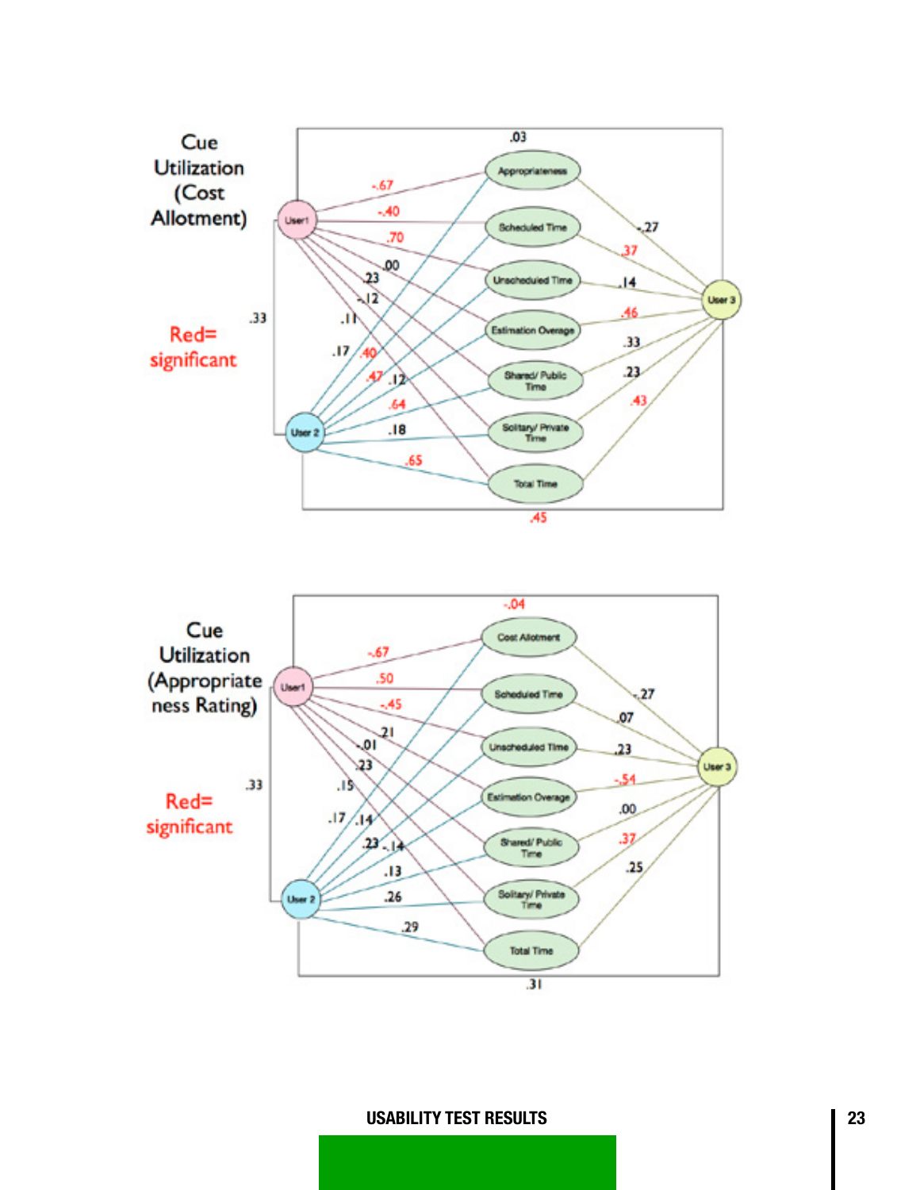Cue Utilization (Cost Allotment)

Red= significant

Cue Utilization (Appropriateness Rating)

Red= significant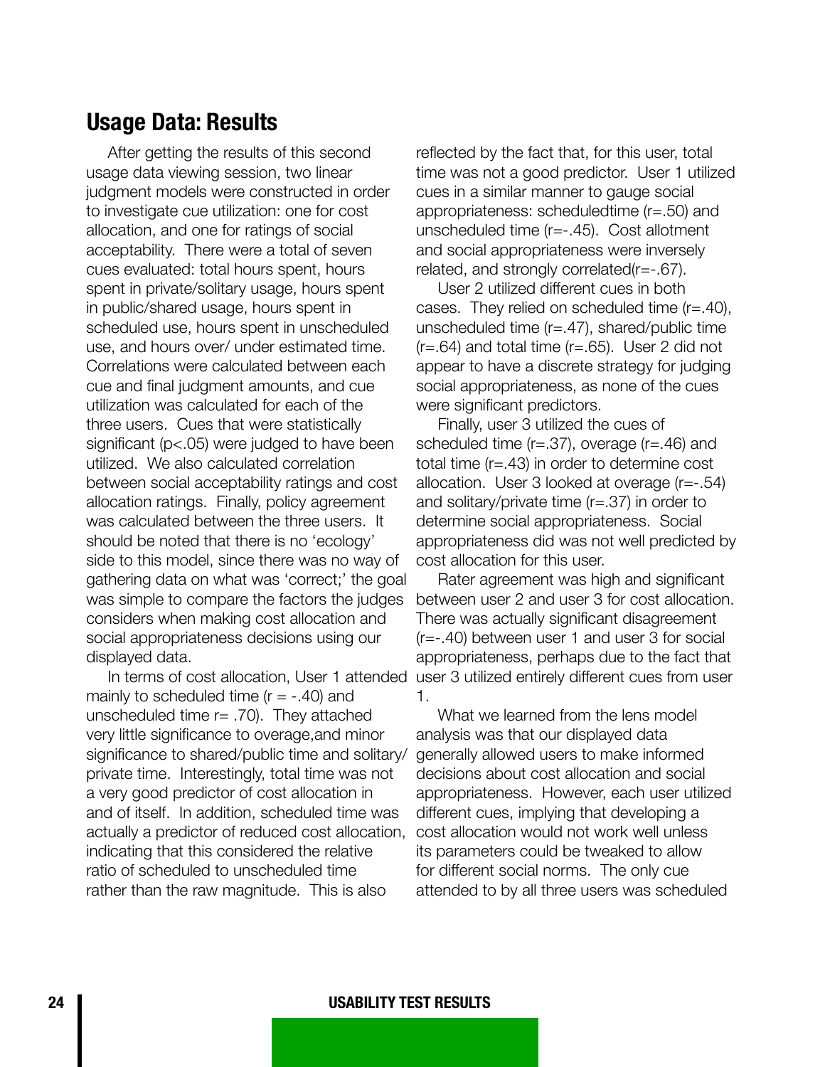## Usage Data: Results

After getting the results of this second usage data viewing session, two linear judgment models were constructed in order to investigate cue utilization: one for cost allocation, and one for ratings of social acceptability. There were a total of seven cues evaluated: total hours spent, hours spent in private/solitary usage, hours spent in public/shared usage, hours spent in scheduled use, hours spent in unscheduled use, and hours over/ under estimated time. Correlations were calculated between each cue and final judgment amounts, and cue utilization was calculated for each of the three users. Cues that were statistically significant ($p<.05$) were judged to have been utilized. We also calculated correlation between social acceptability ratings and cost allocation ratings. Finally, policy agreement was calculated between the three users. It should be noted that there is no 'ecology' side to this model, since there was no way of gathering data on what was 'correct;' the goal was simple to compare the factors the judges considers when making cost allocation and social appropriateness decisions using our displayed data.

In terms of cost allocation, User 1 attended mainly to scheduled time ($r = -.40$) and unscheduled time $r= .70$). They attached very little significance to overage,and minor significance to shared/public time and solitary/ private time. Interestingly, total time was not a very good predictor of cost allocation in and of itself. In addition, scheduled time was actually a predictor of reduced cost allocation, indicating that this considered the relative ratio of scheduled to unscheduled time rather than the raw magnitude. This is also reflected by the fact that, for this user, total time was not a good predictor. User 1 utilized cues in a similar manner to gauge social appropriateness: scheduledtime ($r=.50$) and unscheduled time ($r=-.45$). Cost allotment and social appropriateness were inversely related, and strongly correlated($r=-.67$).

User 2 utilized different cues in both cases. They relied on scheduled time ($r=.40$), unscheduled time ($r=.47$), shared/public time ($r=.64$) and total time ($r=.65$). User 2 did not appear to have a discrete strategy for judging social appropriateness, as none of the cues were significant predictors.

Finally, user 3 utilized the cues of scheduled time ($r=.37$), overage ($r=.46$) and total time ($r=.43$) in order to determine cost allocation. User 3 looked at overage ($r=-.54$) and solitary/private time ($r=.37$) in order to determine social appropriateness. Social appropriateness did was not well predicted by cost allocation for this user.

Rater agreement was high and significant between user 2 and user 3 for cost allocation. There was actually significant disagreement ($r=-.40$) between user 1 and user 3 for social appropriateness, perhaps due to the fact that user 3 utilized entirely different cues from user 1.

What we learned from the lens model analysis was that our displayed data generally allowed users to make informed decisions about cost allocation and social appropriateness. However, each user utilized different cues, implying that developing a cost allocation would not work well unless its parameters could be tweaked to allow for different social norms. The only cue attended to by all three users was scheduled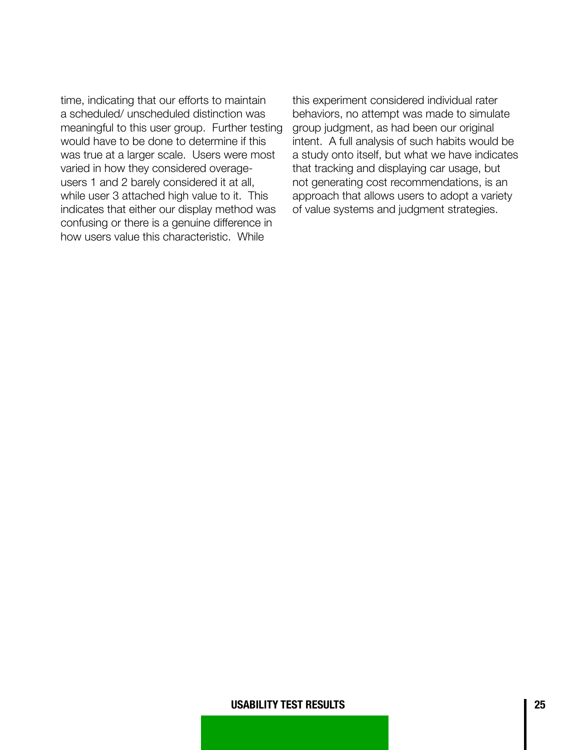time, indicating that our efforts to maintain a scheduled/ unscheduled distinction was meaningful to this user group. Further testing would have to be done to determine if this was true at a larger scale. Users were most varied in how they considered overage- users 1 and 2 barely considered it at all, while user 3 attached high value to it. This indicates that either our display method was confusing or there is a genuine difference in how users value this characteristic. While this experiment considered individual rater behaviors, no attempt was made to simulate group judgment, as had been our original intent. A full analysis of such habits would be a study onto itself, but what we have indicates that tracking and displaying car usage, but not generating cost recommendations, is an approach that allows users to adopt a variety of value systems and judgment strategies.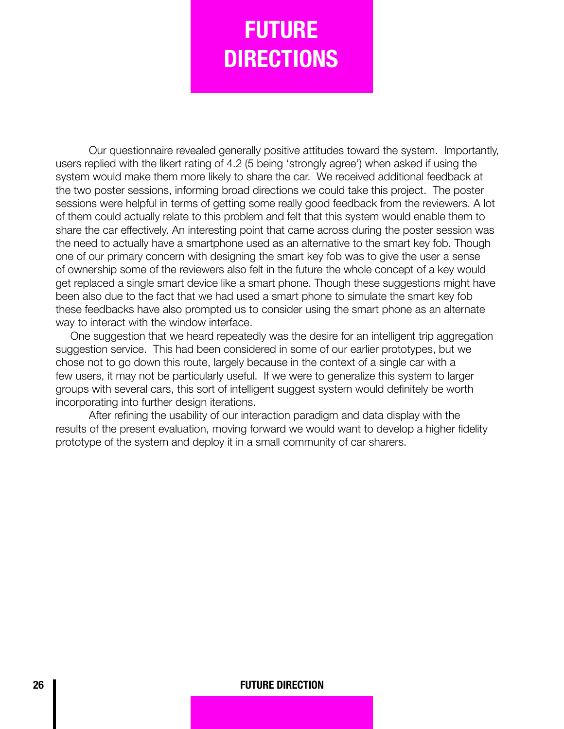# FUTURE DIRECTIONS

Our questionnaire revealed generally positive attitudes toward the system. Importantly, users replied with the likert rating of 4.2 (5 being 'strongly agree') when asked if using the system would make them more likely to share the car. We received additional feedback at the two poster sessions, informing broad directions we could take this project. The poster sessions were helpful in terms of getting some really good feedback from the reviewers. A lot of them could actually relate to this problem and felt that this system would enable them to share the car effectively. An interesting point that came across during the poster session was the need to actually have a smartphone used as an alternative to the smart key fob. Though one of our primary concern with designing the smart key fob was to give the user a sense of ownership some of the reviewers also felt in the future the whole concept of a key would get replaced a single smart device like a smart phone. Though these suggestions might have been also due to the fact that we had used a smart phone to simulate the smart key fob these feedbacks have also prompted us to consider using the smart phone as an alternate way to interact with the window interface.

One suggestion that we heard repeatedly was the desire for an intelligent trip aggregation suggestion service. This had been considered in some of our earlier prototypes, but we chose not to go down this route, largely because in the context of a single car with a few users, it may not be particularly useful. If we were to generalize this system to larger groups with several cars, this sort of intelligent suggest system would definitely be worth incorporating into further design iterations.

After refining the usability of our interaction paradigm and data display with the results of the present evaluation, moving forward we would want to develop a higher fidelity prototype of the system and deploy it in a small community of car sharers.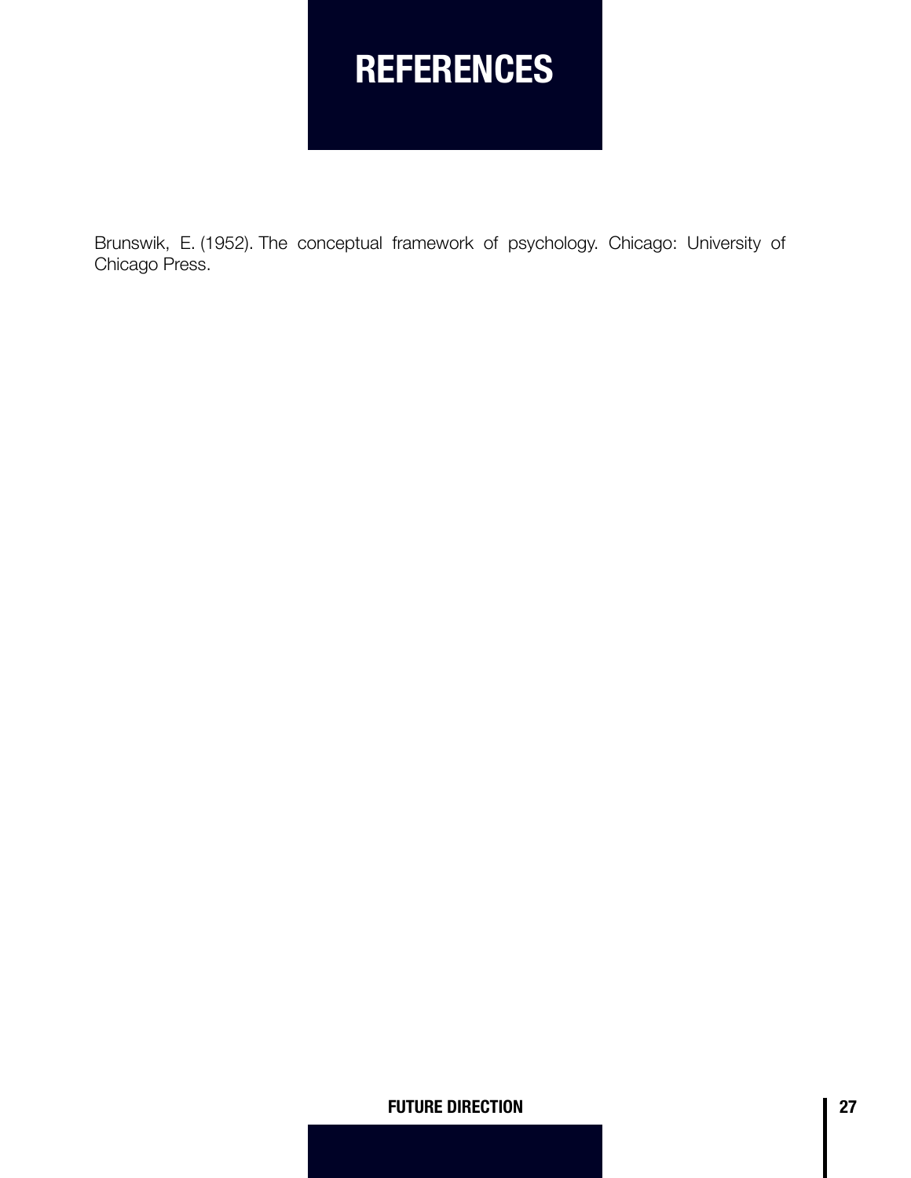# REFERENCES

Brunswik, E. (1952). The conceptual framework of psychology. Chicago: University of Chicago Press.